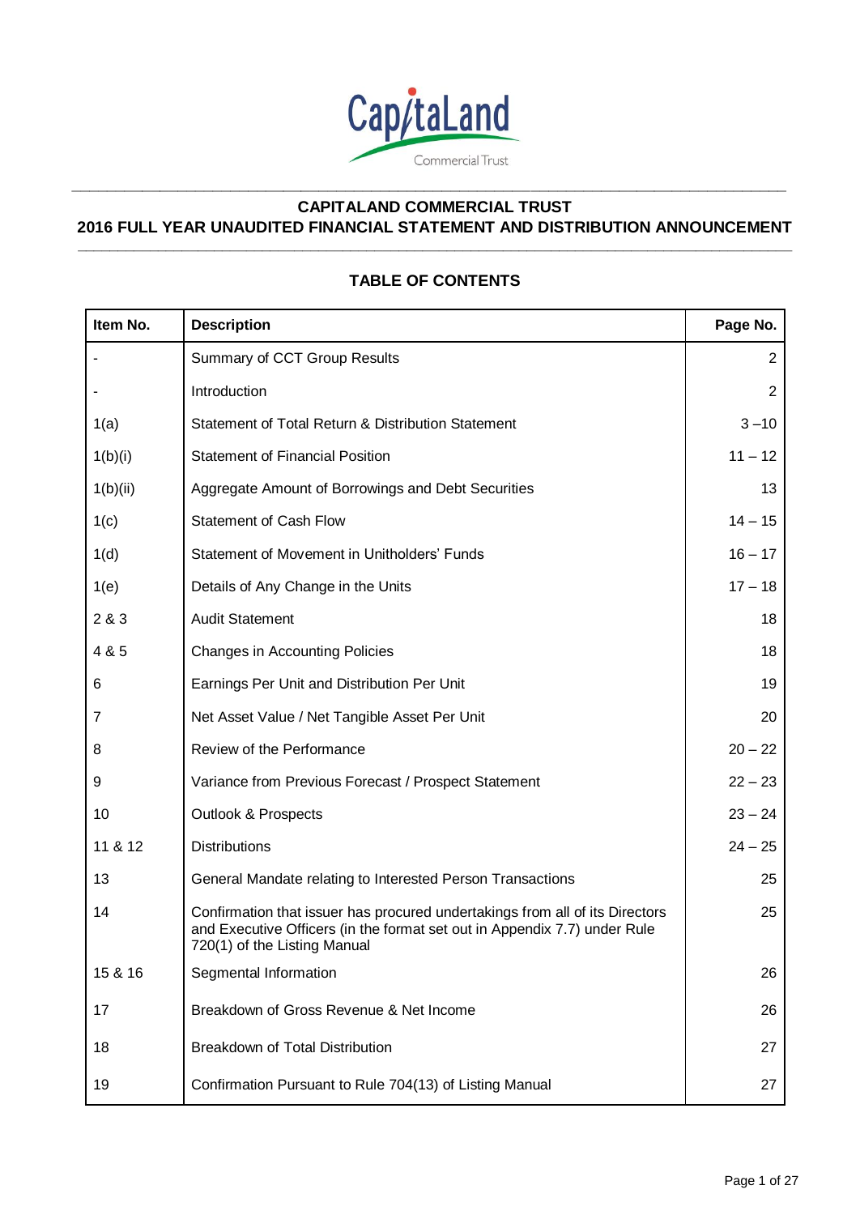CapitaLand Commercial Trust

# CAPITALAND COMMERCIAL TRUST
# 2016 FULL YEAR UNAUDITED FINANCIAL STATEMENT AND DISTRIBUTION ANNOUNCEMENT

## TABLE OF CONTENTS

| Item No. | Description | Page No. |
|---|---|---|
| - | Summary of CCT Group Results | 2 |
| - | Introduction | 2 |
| 1(a) | Statement of Total Return & Distribution Statement | 3 –10 |
| 1(b)(i) | Statement of Financial Position | 11 – 12 |
| 1(b)(ii) | Aggregate Amount of Borrowings and Debt Securities | 13 |
| 1(c) | Statement of Cash Flow | 14 – 15 |
| 1(d) | Statement of Movement in Unitholders' Funds | 16 – 17 |
| 1(e) | Details of Any Change in the Units | 17 – 18 |
| 2 & 3 | Audit Statement | 18 |
| 4 & 5 | Changes in Accounting Policies | 18 |
| 6 | Earnings Per Unit and Distribution Per Unit | 19 |
| 7 | Net Asset Value / Net Tangible Asset Per Unit | 20 |
| 8 | Review of the Performance | 20 – 22 |
| 9 | Variance from Previous Forecast / Prospect Statement | 22 – 23 |
| 10 | Outlook & Prospects | 23 – 24 |
| 11 & 12 | Distributions | 24 – 25 |
| 13 | General Mandate relating to Interested Person Transactions | 25 |
| 14 | Confirmation that issuer has procured undertakings from all of its Directors and Executive Officers (in the format set out in Appendix 7.7) under Rule 720(1) of the Listing Manual | 25 |
| 15 & 16 | Segmental Information | 26 |
| 17 | Breakdown of Gross Revenue & Net Income | 26 |
| 18 | Breakdown of Total Distribution | 27 |
| 19 | Confirmation Pursuant to Rule 704(13) of Listing Manual | 27 |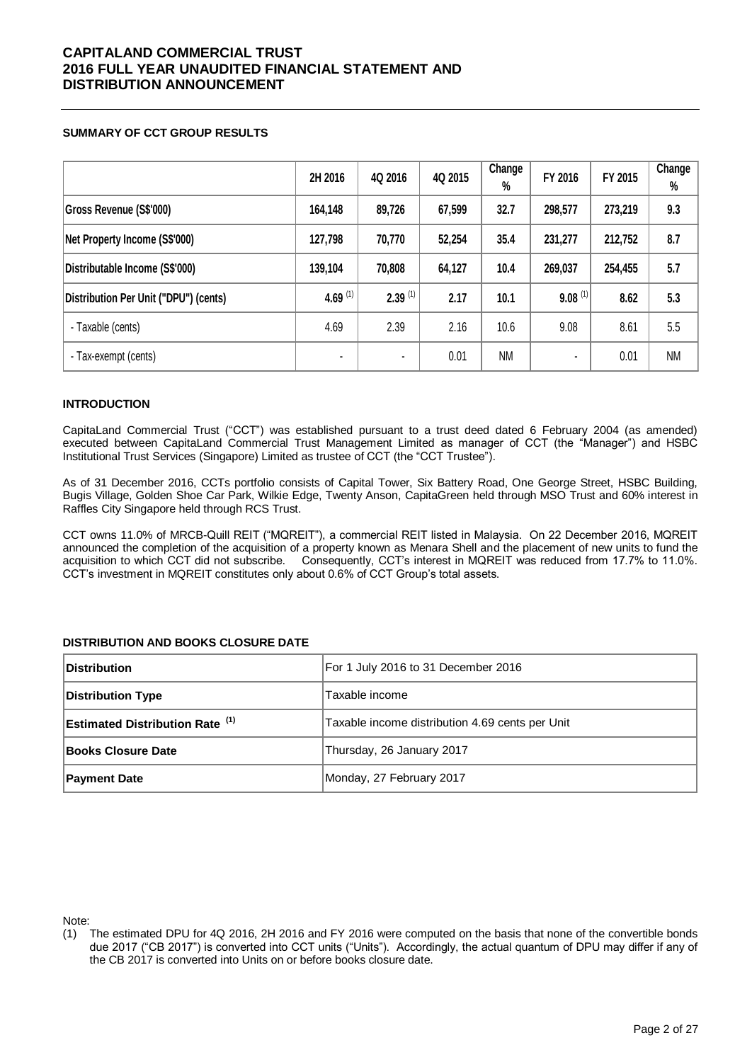**CAPITALAND COMMERCIAL TRUST**
**2016 FULL YEAR UNAUDITED FINANCIAL STATEMENT AND DISTRIBUTION ANNOUNCEMENT**

### SUMMARY OF CCT GROUP RESULTS

| | 2H 2016 | 4Q 2016 | 4Q 2015 | Change % | FY 2016 | FY 2015 | Change % |
|---|---|---|---|---|---|---|---|
| **Gross Revenue (S$'000)** | **164,148** | **89,726** | **67,599** | **32.7** | **298,577** | **273,219** | **9.3** |
| **Net Property Income (S$'000)** | **127,798** | **70,770** | **52,254** | **35.4** | **231,277** | **212,752** | **8.7** |
| **Distributable Income (S$'000)** | **139,104** | **70,808** | **64,127** | **10.4** | **269,037** | **254,455** | **5.7** |
| **Distribution Per Unit ("DPU") (cents)** | **4.69** (1) | **2.39** (1) | **2.17** | **10.1** | **9.08** (1) | **8.62** | **5.3** |
| - Taxable (cents) | 4.69 | 2.39 | 2.16 | 10.6 | 9.08 | 8.61 | 5.5 |
| - Tax-exempt (cents) | - | - | 0.01 | NM | - | 0.01 | NM |

### INTRODUCTION

CapitaLand Commercial Trust ("CCT") was established pursuant to a trust deed dated 6 February 2004 (as amended) executed between CapitaLand Commercial Trust Management Limited as manager of CCT (the "Manager") and HSBC Institutional Trust Services (Singapore) Limited as trustee of CCT (the "CCT Trustee").

As of 31 December 2016, CCTs portfolio consists of Capital Tower, Six Battery Road, One George Street, HSBC Building, Bugis Village, Golden Shoe Car Park, Wilkie Edge, Twenty Anson, CapitaGreen held through MSO Trust and 60% interest in Raffles City Singapore held through RCS Trust.

CCT owns 11.0% of MRCB-Quill REIT ("MQREIT"), a commercial REIT listed in Malaysia. On 22 December 2016, MQREIT announced the completion of the acquisition of a property known as Menara Shell and the placement of new units to fund the acquisition to which CCT did not subscribe. Consequently, CCT's interest in MQREIT was reduced from 17.7% to 11.0%. CCT's investment in MQREIT constitutes only about 0.6% of CCT Group's total assets.

### DISTRIBUTION AND BOOKS CLOSURE DATE

| | |
|---|---|
| **Distribution** | For 1 July 2016 to 31 December 2016 |
| **Distribution Type** | Taxable income |
| **Estimated Distribution Rate** (1) | Taxable income distribution 4.69 cents per Unit |
| **Books Closure Date** | Thursday, 26 January 2017 |
| **Payment Date** | Monday, 27 February 2017 |

Note:

(1) The estimated DPU for 4Q 2016, 2H 2016 and FY 2016 were computed on the basis that none of the convertible bonds due 2017 ("CB 2017") is converted into CCT units ("Units"). Accordingly, the actual quantum of DPU may differ if any of the CB 2017 is converted into Units on or before books closure date.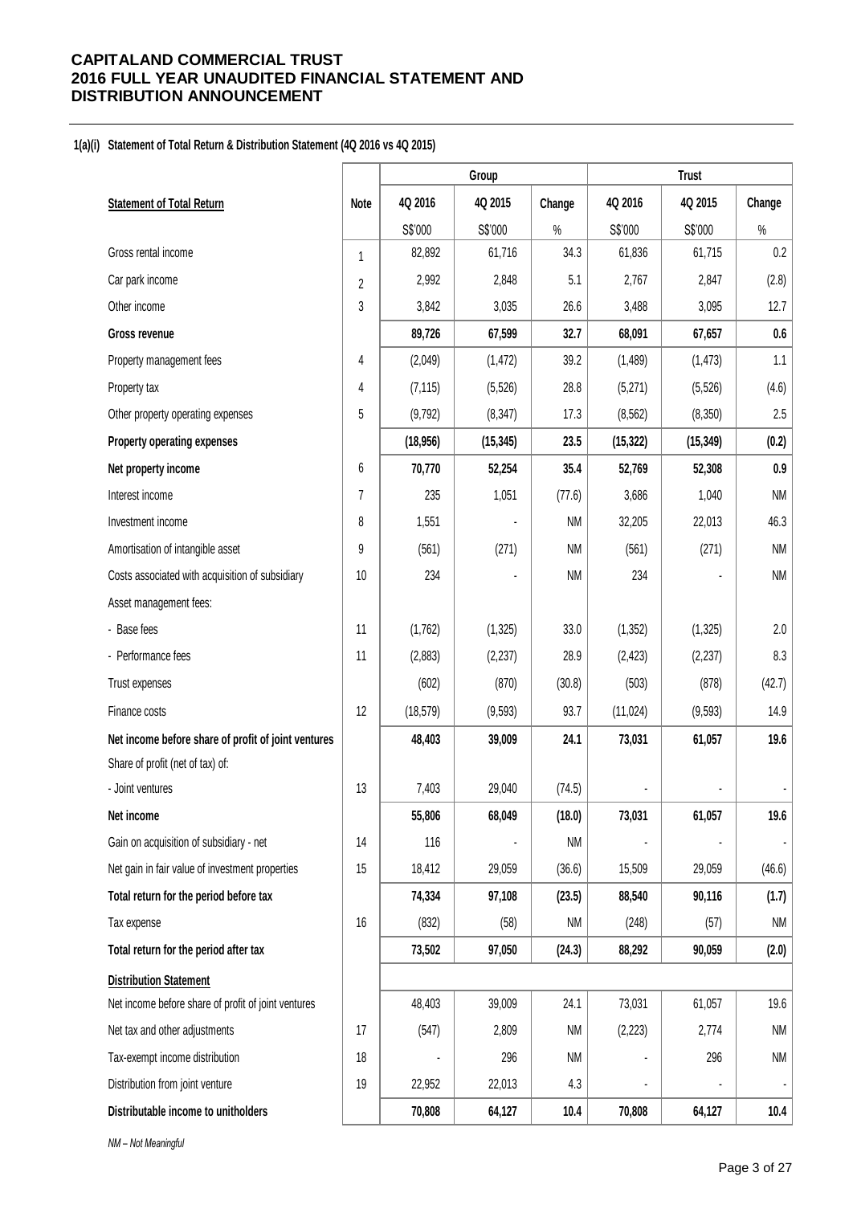# CAPITALAND COMMERCIAL TRUST
# 2016 FULL YEAR UNAUDITED FINANCIAL STATEMENT AND DISTRIBUTION ANNOUNCEMENT

**1(a)(i) Statement of Total Return & Distribution Statement (4Q 2016 vs 4Q 2015)**

| | | Group | | | Trust | | |
|---|---|---|---|---|---|---|---|
| **Statement of Total Return** | **Note** | **4Q 2016** | **4Q 2015** | **Change** | **4Q 2016** | **4Q 2015** | **Change** |
| | | S$'000 | S$'000 | % | S$'000 | S$'000 | % |
| Gross rental income | 1 | 82,892 | 61,716 | 34.3 | 61,836 | 61,715 | 0.2 |
| Car park income | 2 | 2,992 | 2,848 | 5.1 | 2,767 | 2,847 | (2.8) |
| Other income | 3 | 3,842 | 3,035 | 26.6 | 3,488 | 3,095 | 12.7 |
| **Gross revenue** | | **89,726** | **67,599** | **32.7** | **68,091** | **67,657** | **0.6** |
| Property management fees | 4 | (2,049) | (1,472) | 39.2 | (1,489) | (1,473) | 1.1 |
| Property tax | 4 | (7,115) | (5,526) | 28.8 | (5,271) | (5,526) | (4.6) |
| Other property operating expenses | 5 | (9,792) | (8,347) | 17.3 | (8,562) | (8,350) | 2.5 |
| **Property operating expenses** | | **(18,956)** | **(15,345)** | **23.5** | **(15,322)** | **(15,349)** | **(0.2)** |
| **Net property income** | 6 | **70,770** | **52,254** | **35.4** | **52,769** | **52,308** | **0.9** |
| Interest income | 7 | 235 | 1,051 | (77.6) | 3,686 | 1,040 | NM |
| Investment income | 8 | 1,551 | - | NM | 32,205 | 22,013 | 46.3 |
| Amortisation of intangible asset | 9 | (561) | (271) | NM | (561) | (271) | NM |
| Costs associated with acquisition of subsidiary | 10 | 234 | - | NM | 234 | - | NM |
| Asset management fees: | | | | | | | |
| - Base fees | 11 | (1,762) | (1,325) | 33.0 | (1,352) | (1,325) | 2.0 |
| - Performance fees | 11 | (2,883) | (2,237) | 28.9 | (2,423) | (2,237) | 8.3 |
| Trust expenses | | (602) | (870) | (30.8) | (503) | (878) | (42.7) |
| Finance costs | 12 | (18,579) | (9,593) | 93.7 | (11,024) | (9,593) | 14.9 |
| **Net income before share of profit of joint ventures** | | **48,403** | **39,009** | **24.1** | **73,031** | **61,057** | **19.6** |
| Share of profit (net of tax) of: | | | | | | | |
| - Joint ventures | 13 | 7,403 | 29,040 | (74.5) | - | - | - |
| **Net income** | | **55,806** | **68,049** | **(18.0)** | **73,031** | **61,057** | **19.6** |
| Gain on acquisition of subsidiary - net | 14 | 116 | - | NM | - | - | - |
| Net gain in fair value of investment properties | 15 | 18,412 | 29,059 | (36.6) | 15,509 | 29,059 | (46.6) |
| **Total return for the period before tax** | | **74,334** | **97,108** | **(23.5)** | **88,540** | **90,116** | **(1.7)** |
| Tax expense | 16 | (832) | (58) | NM | (248) | (57) | NM |
| **Total return for the period after tax** | | **73,502** | **97,050** | **(24.3)** | **88,292** | **90,059** | **(2.0)** |
| **Distribution Statement** | | | | | | | |
| Net income before share of profit of joint ventures | | 48,403 | 39,009 | 24.1 | 73,031 | 61,057 | 19.6 |
| Net tax and other adjustments | 17 | (547) | 2,809 | NM | (2,223) | 2,774 | NM |
| Tax-exempt income distribution | 18 | - | 296 | NM | - | 296 | NM |
| Distribution from joint venture | 19 | 22,952 | 22,013 | 4.3 | - | - | - |
| **Distributable income to unitholders** | | **70,808** | **64,127** | **10.4** | **70,808** | **64,127** | **10.4** |

*NM – Not Meaningful*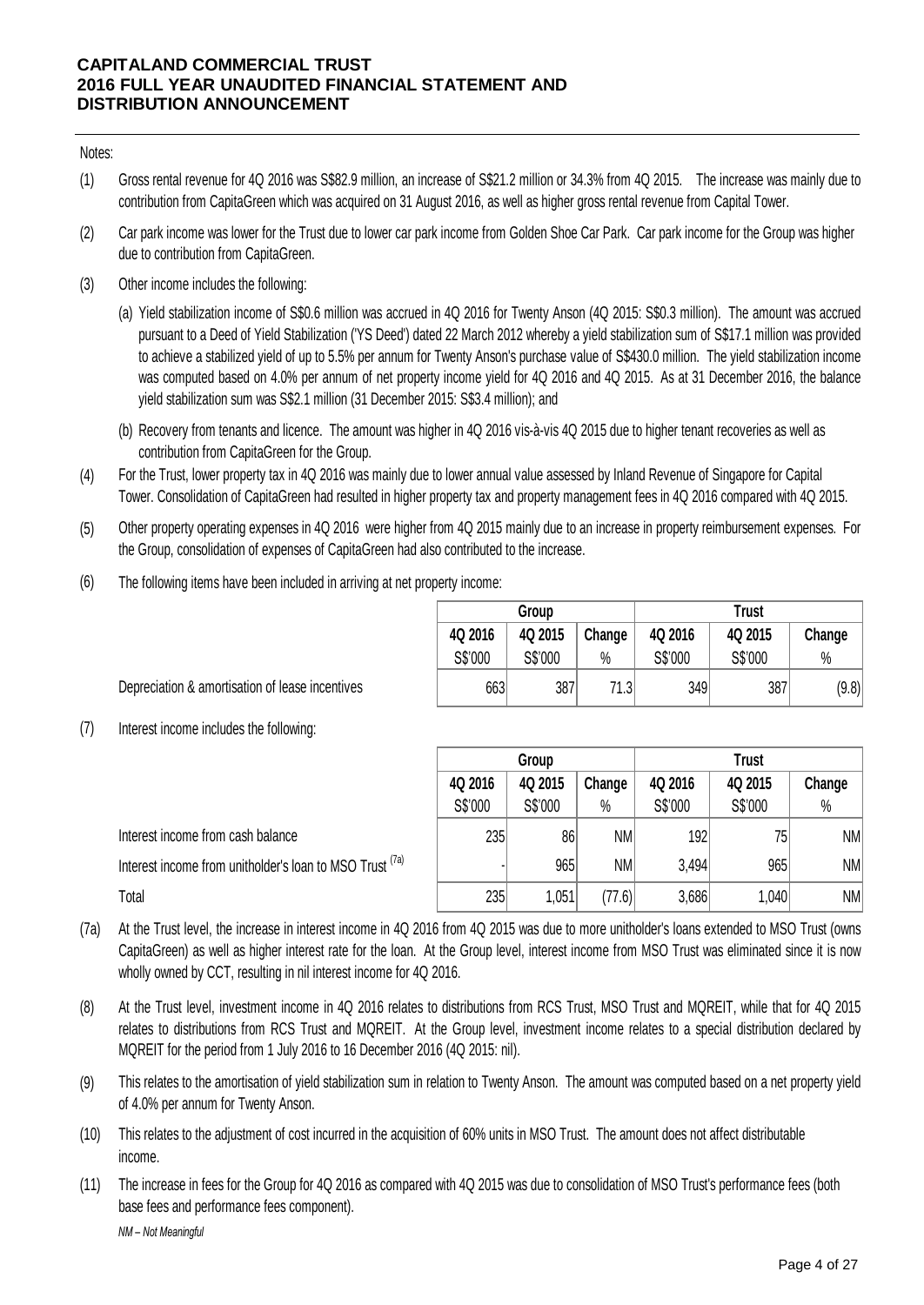Notes:

(1) Gross rental revenue for 4Q 2016 was S$82.9 million, an increase of S$21.2 million or 34.3% from 4Q 2015. The increase was mainly due to contribution from CapitaGreen which was acquired on 31 August 2016, as well as higher gross rental revenue from Capital Tower.

(2) Car park income was lower for the Trust due to lower car park income from Golden Shoe Car Park. Car park income for the Group was higher due to contribution from CapitaGreen.

(3) Other income includes the following:

(a) Yield stabilization income of S$0.6 million was accrued in 4Q 2016 for Twenty Anson (4Q 2015: S$0.3 million). The amount was accrued pursuant to a Deed of Yield Stabilization ('YS Deed') dated 22 March 2012 whereby a yield stabilization sum of S$17.1 million was provided to achieve a stabilized yield of up to 5.5% per annum for Twenty Anson's purchase value of S$430.0 million. The yield stabilization income was computed based on 4.0% per annum of net property income yield for 4Q 2016 and 4Q 2015. As at 31 December 2016, the balance yield stabilization sum was S$2.1 million (31 December 2015: S$3.4 million); and

(b) Recovery from tenants and licence. The amount was higher in 4Q 2016 vis-à-vis 4Q 2015 due to higher tenant recoveries as well as contribution from CapitaGreen for the Group.

(4) For the Trust, lower property tax in 4Q 2016 was mainly due to lower annual value assessed by Inland Revenue of Singapore for Capital Tower. Consolidation of CapitaGreen had resulted in higher property tax and property management fees in 4Q 2016 compared with 4Q 2015.

(5) Other property operating expenses in 4Q 2016 were higher from 4Q 2015 mainly due to an increase in property reimbursement expenses. For the Group, consolidation of expenses of CapitaGreen had also contributed to the increase.

(6) The following items have been included in arriving at net property income:

| | Group | | | Trust | | |
|---|---|---|---|---|---|---|
| | 4Q 2016 | 4Q 2015 | Change | 4Q 2016 | 4Q 2015 | Change |
| | S$'000 | S$'000 | % | S$'000 | S$'000 | % |
| Depreciation & amortisation of lease incentives | 663 | 387 | 71.3 | 349 | 387 | (9.8) |

(7) Interest income includes the following:

| | Group | | | Trust | | |
|---|---|---|---|---|---|---|
| | 4Q 2016 | 4Q 2015 | Change | 4Q 2016 | 4Q 2015 | Change |
| | S$'000 | S$'000 | % | S$'000 | S$'000 | % |
| Interest income from cash balance | 235 | 86 | NM | 192 | 75 | NM |
| Interest income from unitholder's loan to MSO Trust [(7a)] | - | 965 | NM | 3,494 | 965 | NM |
| Total | 235 | 1,051 | (77.6) | 3,686 | 1,040 | NM |

(7a) At the Trust level, the increase in interest income in 4Q 2016 from 4Q 2015 was due to more unitholder's loans extended to MSO Trust (owns CapitaGreen) as well as higher interest rate for the loan. At the Group level, interest income from MSO Trust was eliminated since it is now wholly owned by CCT, resulting in nil interest income for 4Q 2016.

(8) At the Trust level, investment income in 4Q 2016 relates to distributions from RCS Trust, MSO Trust and MQREIT, while that for 4Q 2015 relates to distributions from RCS Trust and MQREIT. At the Group level, investment income relates to a special distribution declared by MQREIT for the period from 1 July 2016 to 16 December 2016 (4Q 2015: nil).

(9) This relates to the amortisation of yield stabilization sum in relation to Twenty Anson. The amount was computed based on a net property yield of 4.0% per annum for Twenty Anson.

(10) This relates to the adjustment of cost incurred in the acquisition of 60% units in MSO Trust. The amount does not affect distributable income.

(11) The increase in fees for the Group for 4Q 2016 as compared with 4Q 2015 was due to consolidation of MSO Trust's performance fees (both base fees and performance fees component).

*NM – Not Meaningful*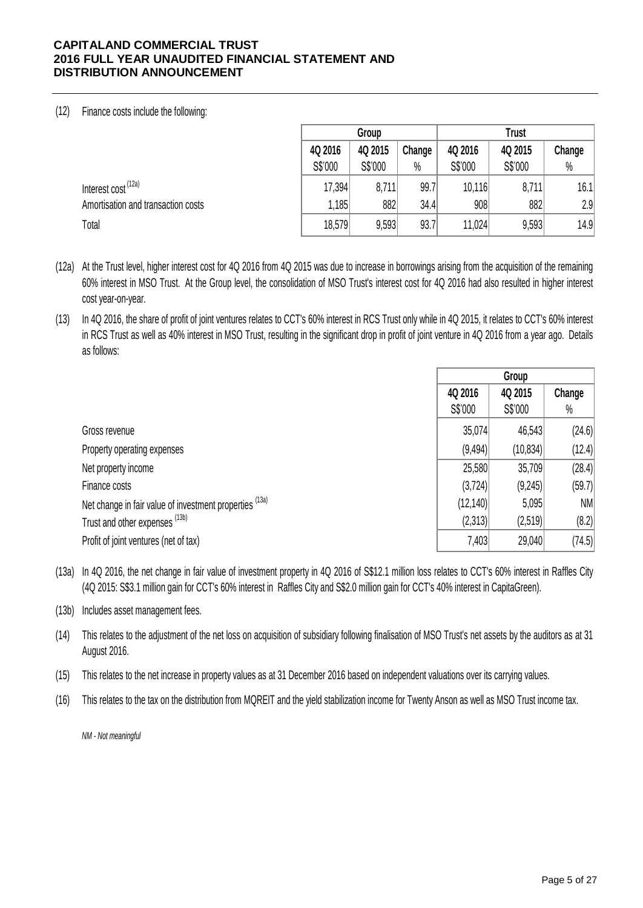(12) Finance costs include the following:

| | Group | | | Trust | | |
|---|---|---|---|---|---|---|
| | 4Q 2016 | 4Q 2015 | Change | 4Q 2016 | 4Q 2015 | Change |
| | S$'000 | S$'000 | % | S$'000 | S$'000 | % |
| Interest cost [(12a)] | 17,394 | 8,711 | 99.7 | 10,116 | 8,711 | 16.1 |
| Amortisation and transaction costs | 1,185 | 882 | 34.4 | 908 | 882 | 2.9 |
| Total | 18,579 | 9,593 | 93.7 | 11,024 | 9,593 | 14.9 |

(12a) At the Trust level, higher interest cost for 4Q 2016 from 4Q 2015 was due to increase in borrowings arising from the acquisition of the remaining 60% interest in MSO Trust. At the Group level, the consolidation of MSO Trust's interest cost for 4Q 2016 had also resulted in higher interest cost year-on-year.

(13) In 4Q 2016, the share of profit of joint ventures relates to CCT's 60% interest in RCS Trust only while in 4Q 2015, it relates to CCT's 60% interest in RCS Trust as well as 40% interest in MSO Trust, resulting in the significant drop in profit of joint venture in 4Q 2016 from a year ago. Details as follows:

| | Group | | |
|---|---|---|---|
| | 4Q 2016 | 4Q 2015 | Change |
| | S$'000 | S$'000 | % |
| Gross revenue | 35,074 | 46,543 | (24.6) |
| Property operating expenses | (9,494) | (10,834) | (12.4) |
| Net property income | 25,580 | 35,709 | (28.4) |
| Finance costs | (3,724) | (9,245) | (59.7) |
| Net change in fair value of investment properties [(13a)] | (12,140) | 5,095 | NM |
| Trust and other expenses [(13b)] | (2,313) | (2,519) | (8.2) |
| Profit of joint ventures (net of tax) | 7,403 | 29,040 | (74.5) |

(13a) In 4Q 2016, the net change in fair value of investment property in 4Q 2016 of S$12.1 million loss relates to CCT's 60% interest in Raffles City (4Q 2015: S$3.1 million gain for CCT's 60% interest in Raffles City and S$2.0 million gain for CCT's 40% interest in CapitaGreen).

(13b) Includes asset management fees.

(14) This relates to the adjustment of the net loss on acquisition of subsidiary following finalisation of MSO Trust's net assets by the auditors as at 31 August 2016.

(15) This relates to the net increase in property values as at 31 December 2016 based on independent valuations over its carrying values.

(16) This relates to the tax on the distribution from MQREIT and the yield stabilization income for Twenty Anson as well as MSO Trust income tax.

*NM - Not meaningful*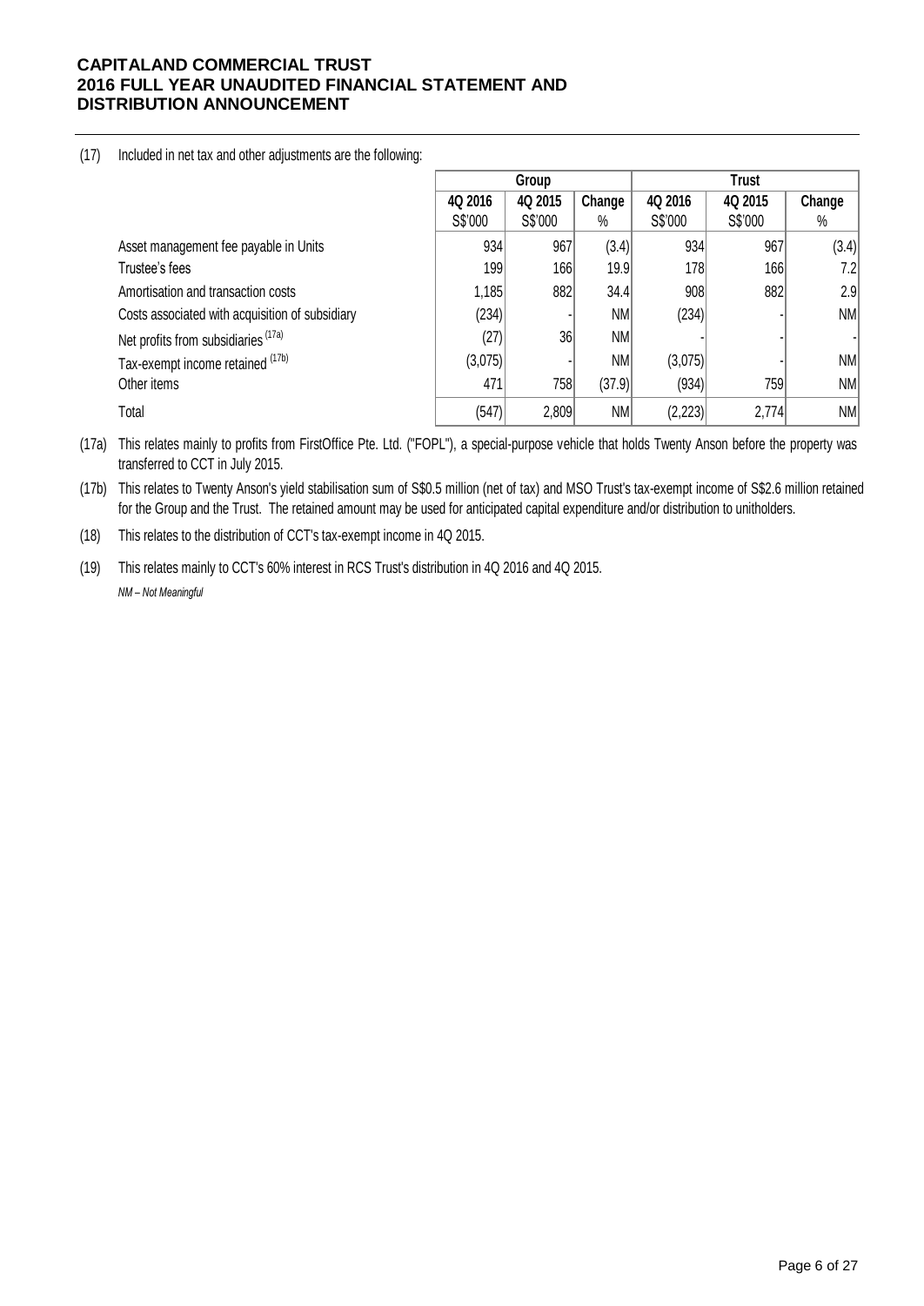(17) Included in net tax and other adjustments are the following:

| | Group | | | Trust | | |
|---|---|---|---|---|---|---|
| | 4Q 2016 S$'000 | 4Q 2015 S$'000 | Change % | 4Q 2016 S$'000 | 4Q 2015 S$'000 | Change % |
| Asset management fee payable in Units | 934 | 967 | (3.4) | 934 | 967 | (3.4) |
| Trustee's fees | 199 | 166 | 19.9 | 178 | 166 | 7.2 |
| Amortisation and transaction costs | 1,185 | 882 | 34.4 | 908 | 882 | 2.9 |
| Costs associated with acquisition of subsidiary | (234) | - | NM | (234) | - | NM |
| Net profits from subsidiaries (17a) | (27) | 36 | NM | - | - | - |
| Tax-exempt income retained (17b) | (3,075) | - | NM | (3,075) | - | NM |
| Other items | 471 | 758 | (37.9) | (934) | 759 | NM |
| Total | (547) | 2,809 | NM | (2,223) | 2,774 | NM |

(17a) This relates mainly to profits from FirstOffice Pte. Ltd. ("FOPL"), a special-purpose vehicle that holds Twenty Anson before the property was transferred to CCT in July 2015.

(17b) This relates to Twenty Anson's yield stabilisation sum of S$0.5 million (net of tax) and MSO Trust's tax-exempt income of S$2.6 million retained for the Group and the Trust. The retained amount may be used for anticipated capital expenditure and/or distribution to unitholders.

(18) This relates to the distribution of CCT's tax-exempt income in 4Q 2015.

(19) This relates mainly to CCT's 60% interest in RCS Trust's distribution in 4Q 2016 and 4Q 2015.

*NM – Not Meaningful*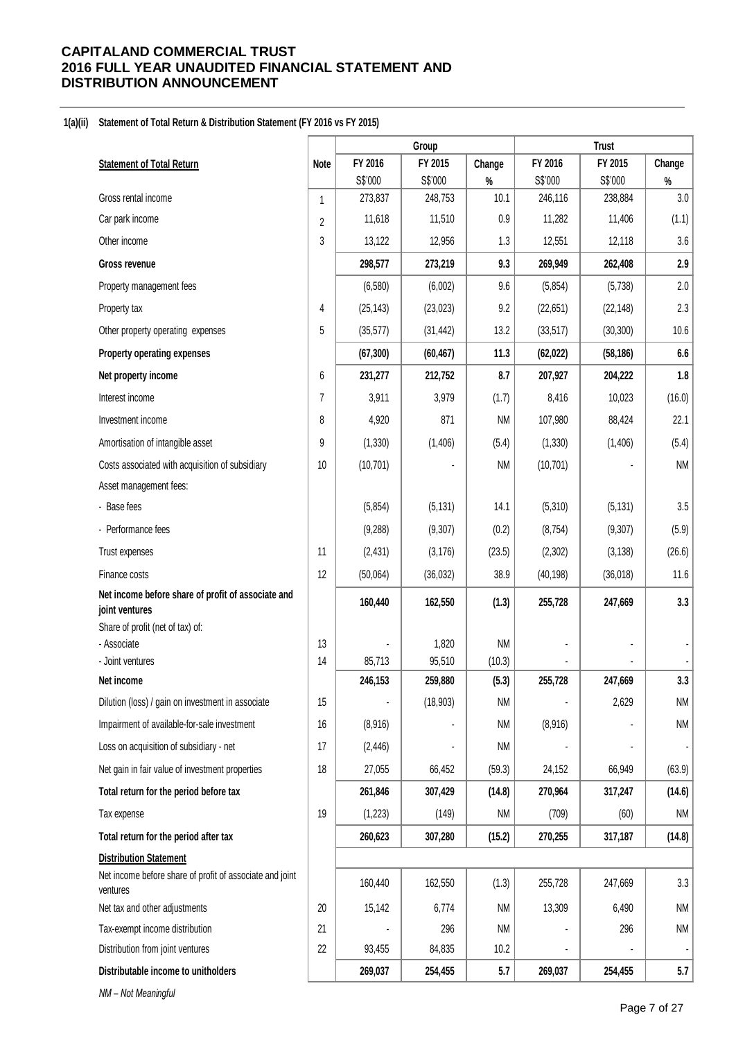**CAPITALAND COMMERCIAL TRUST**
**2016 FULL YEAR UNAUDITED FINANCIAL STATEMENT AND DISTRIBUTION ANNOUNCEMENT**

**1(a)(ii) Statement of Total Return & Distribution Statement (FY 2016 vs FY 2015)**

| | | Group | | | Trust | | |
|---|---|---|---|---|---|---|---|
| **Statement of Total Return** | **Note** | **FY 2016** | **FY 2015** | **Change** | **FY 2016** | **FY 2015** | **Change** |
| | | S$'000 | S$'000 | % | S$'000 | S$'000 | % |
| Gross rental income | 1 | 273,837 | 248,753 | 10.1 | 246,116 | 238,884 | 3.0 |
| Car park income | 2 | 11,618 | 11,510 | 0.9 | 11,282 | 11,406 | (1.1) |
| Other income | 3 | 13,122 | 12,956 | 1.3 | 12,551 | 12,118 | 3.6 |
| **Gross revenue** | | **298,577** | **273,219** | **9.3** | **269,949** | **262,408** | **2.9** |
| Property management fees | | (6,580) | (6,002) | 9.6 | (5,854) | (5,738) | 2.0 |
| Property tax | 4 | (25,143) | (23,023) | 9.2 | (22,651) | (22,148) | 2.3 |
| Other property operating expenses | 5 | (35,577) | (31,442) | 13.2 | (33,517) | (30,300) | 10.6 |
| **Property operating expenses** | | **(67,300)** | **(60,467)** | **11.3** | **(62,022)** | **(58,186)** | **6.6** |
| **Net property income** | 6 | **231,277** | **212,752** | **8.7** | **207,927** | **204,222** | **1.8** |
| Interest income | 7 | 3,911 | 3,979 | (1.7) | 8,416 | 10,023 | (16.0) |
| Investment income | 8 | 4,920 | 871 | NM | 107,980 | 88,424 | 22.1 |
| Amortisation of intangible asset | 9 | (1,330) | (1,406) | (5.4) | (1,330) | (1,406) | (5.4) |
| Costs associated with acquisition of subsidiary | 10 | (10,701) | - | NM | (10,701) | - | NM |
| Asset management fees: | | | | | | | |
| - Base fees | | (5,854) | (5,131) | 14.1 | (5,310) | (5,131) | 3.5 |
| - Performance fees | | (9,288) | (9,307) | (0.2) | (8,754) | (9,307) | (5.9) |
| Trust expenses | 11 | (2,431) | (3,176) | (23.5) | (2,302) | (3,138) | (26.6) |
| Finance costs | 12 | (50,064) | (36,032) | 38.9 | (40,198) | (36,018) | 11.6 |
| **Net income before share of profit of associate and joint ventures** | | **160,440** | **162,550** | **(1.3)** | **255,728** | **247,669** | **3.3** |
| Share of profit (net of tax) of: | | | | | | | |
| - Associate | 13 | - | 1,820 | NM | - | - | - |
| - Joint ventures | 14 | 85,713 | 95,510 | (10.3) | - | - | - |
| **Net income** | | **246,153** | **259,880** | **(5.3)** | **255,728** | **247,669** | **3.3** |
| Dilution (loss) / gain on investment in associate | 15 | - | (18,903) | NM | - | 2,629 | NM |
| Impairment of available-for-sale investment | 16 | (8,916) | - | NM | (8,916) | - | NM |
| Loss on acquisition of subsidiary - net | 17 | (2,446) | - | NM | - | - | - |
| Net gain in fair value of investment properties | 18 | 27,055 | 66,452 | (59.3) | 24,152 | 66,949 | (63.9) |
| **Total return for the period before tax** | | **261,846** | **307,429** | **(14.8)** | **270,964** | **317,247** | **(14.6)** |
| Tax expense | 19 | (1,223) | (149) | NM | (709) | (60) | NM |
| **Total return for the period after tax** | | **260,623** | **307,280** | **(15.2)** | **270,255** | **317,187** | **(14.8)** |
| **Distribution Statement** | | | | | | | |
| Net income before share of profit of associate and joint ventures | | 160,440 | 162,550 | (1.3) | 255,728 | 247,669 | 3.3 |
| Net tax and other adjustments | 20 | 15,142 | 6,774 | NM | 13,309 | 6,490 | NM |
| Tax-exempt income distribution | 21 | - | 296 | NM | - | 296 | NM |
| Distribution from joint ventures | 22 | 93,455 | 84,835 | 10.2 | - | - | - |
| **Distributable income to unitholders** | | **269,037** | **254,455** | **5.7** | **269,037** | **254,455** | **5.7** |

*NM – Not Meaningful*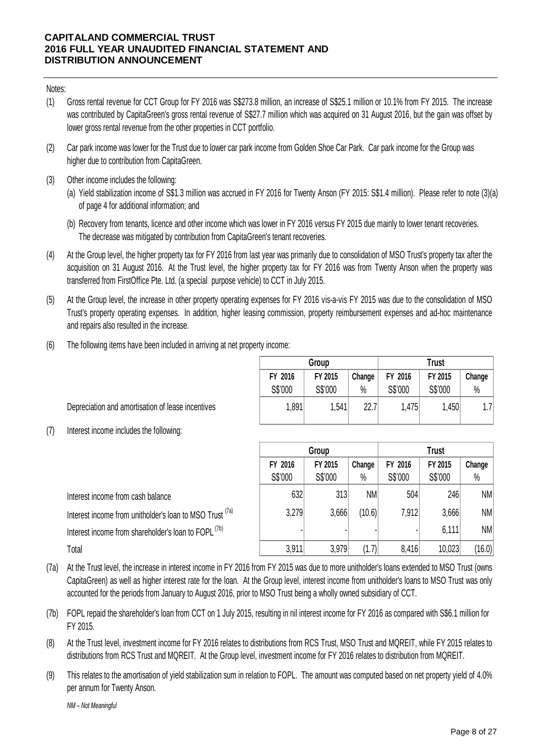**CAPITALAND COMMERCIAL TRUST**
**2016 FULL YEAR UNAUDITED FINANCIAL STATEMENT AND DISTRIBUTION ANNOUNCEMENT**

Notes:

(1) Gross rental revenue for CCT Group for FY 2016 was S$273.8 million, an increase of S$25.1 million or 10.1% from FY 2015. The increase was contributed by CapitaGreen's gross rental revenue of S$27.7 million which was acquired on 31 August 2016, but the gain was offset by lower gross rental revenue from the other properties in CCT portfolio.

(2) Car park income was lower for the Trust due to lower car park income from Golden Shoe Car Park. Car park income for the Group was higher due to contribution from CapitaGreen.

(3) Other income includes the following:
   (a) Yield stabilization income of S$1.3 million was accrued in FY 2016 for Twenty Anson (FY 2015: S$1.4 million). Please refer to note (3)(a) of page 4 for additional information; and
   (b) Recovery from tenants, licence and other income which was lower in FY 2016 versus FY 2015 due mainly to lower tenant recoveries. The decrease was mitigated by contribution from CapitaGreen's tenant recoveries.

(4) At the Group level, the higher property tax for FY 2016 from last year was primarily due to consolidation of MSO Trust's property tax after the acquisition on 31 August 2016. At the Trust level, the higher property tax for FY 2016 was from Twenty Anson when the property was transferred from FirstOffice Pte. Ltd. (a special purpose vehicle) to CCT in July 2015.

(5) At the Group level, the increase in other property operating expenses for FY 2016 vis-a-vis FY 2015 was due to the consolidation of MSO Trust's property operating expenses. In addition, higher leasing commission, property reimbursement expenses and ad-hoc maintenance and repairs also resulted in the increase.

(6) The following items have been included in arriving at net property income:

| | Group | | | Trust | | |
|---|---|---|---|---|---|---|
| | FY 2016 S$'000 | FY 2015 S$'000 | Change % | FY 2016 S$'000 | FY 2015 S$'000 | Change % |
| Depreciation and amortisation of lease incentives | 1,891 | 1,541 | 22.7 | 1,475 | 1,450 | 1.7 |

(7) Interest income includes the following:

| | Group | | | Trust | | |
|---|---|---|---|---|---|---|
| | FY 2016 S$'000 | FY 2015 S$'000 | Change % | FY 2016 S$'000 | FY 2015 S$'000 | Change % |
| Interest income from cash balance | 632 | 313 | NM | 504 | 246 | NM |
| Interest income from unitholder's loan to MSO Trust (7a) | 3,279 | 3,666 | (10.6) | 7,912 | 3,666 | NM |
| Interest income from shareholder's loan to FOPL (7b) | - | - | - | - | 6,111 | NM |
| Total | 3,911 | 3,979 | (1.7) | 8,416 | 10,023 | (16.0) |

(7a) At the Trust level, the increase in interest income in FY 2016 from FY 2015 was due to more unitholder's loans extended to MSO Trust (owns CapitaGreen) as well as higher interest rate for the loan. At the Group level, interest income from unitholder's loans to MSO Trust was only accounted for the periods from January to August 2016, prior to MSO Trust being a wholly owned subsidiary of CCT.

(7b) FOPL repaid the shareholder's loan from CCT on 1 July 2015, resulting in nil interest income for FY 2016 as compared with S$6.1 million for FY 2015.

(8) At the Trust level, investment income for FY 2016 relates to distributions from RCS Trust, MSO Trust and MQREIT, while FY 2015 relates to distributions from RCS Trust and MQREIT. At the Group level, investment income for FY 2016 relates to distribution from MQREIT.

(9) This relates to the amortisation of yield stabilization sum in relation to FOPL. The amount was computed based on net property yield of 4.0% per annum for Twenty Anson.

*NM – Not Meaningful*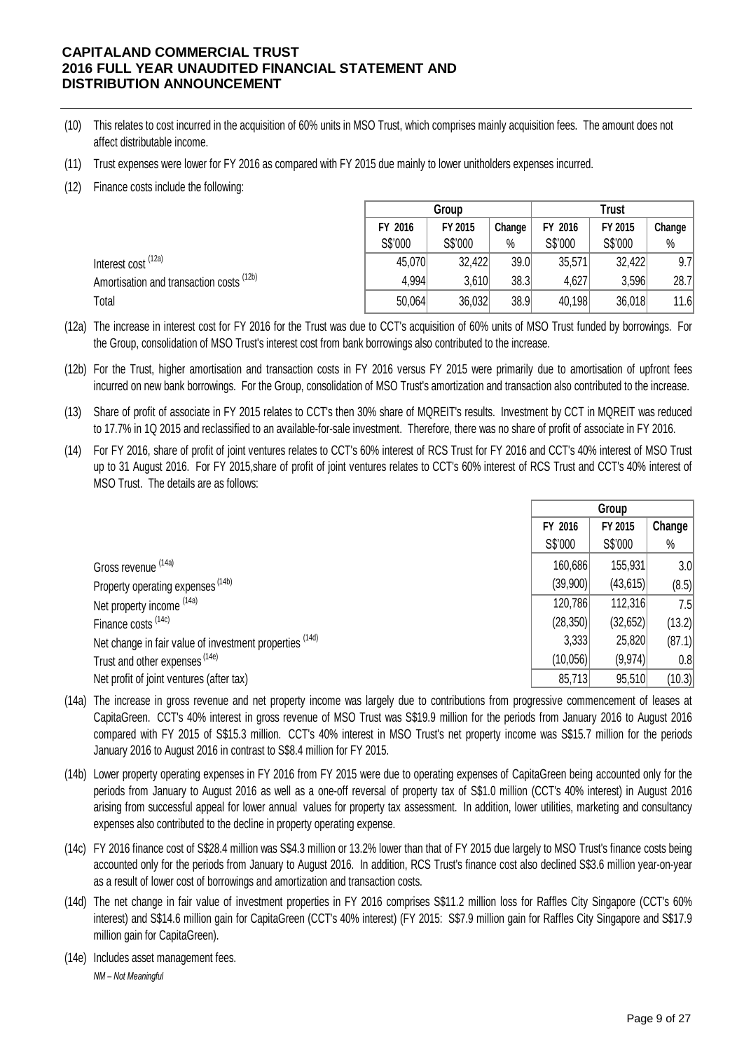(10) This relates to cost incurred in the acquisition of 60% units in MSO Trust, which comprises mainly acquisition fees. The amount does not affect distributable income.

(11) Trust expenses were lower for FY 2016 as compared with FY 2015 due mainly to lower unitholders expenses incurred.

(12) Finance costs include the following:

| | Group | | | Trust | | |
|---|---|---|---|---|---|---|
| | FY 2016 | FY 2015 | Change | FY 2016 | FY 2015 | Change |
| | S$'000 | S$'000 | % | S$'000 | S$'000 | % |
| Interest cost (12a) | 45,070 | 32,422 | 39.0 | 35,571 | 32,422 | 9.7 |
| Amortisation and transaction costs (12b) | 4,994 | 3,610 | 38.3 | 4,627 | 3,596 | 28.7 |
| Total | 50,064 | 36,032 | 38.9 | 40,198 | 36,018 | 11.6 |

(12a) The increase in interest cost for FY 2016 for the Trust was due to CCT's acquisition of 60% units of MSO Trust funded by borrowings. For the Group, consolidation of MSO Trust's interest cost from bank borrowings also contributed to the increase.

(12b) For the Trust, higher amortisation and transaction costs in FY 2016 versus FY 2015 were primarily due to amortisation of upfront fees incurred on new bank borrowings. For the Group, consolidation of MSO Trust's amortization and transaction also contributed to the increase.

(13) Share of profit of associate in FY 2015 relates to CCT's then 30% share of MQREIT's results. Investment by CCT in MQREIT was reduced to 17.7% in 1Q 2015 and reclassified to an available-for-sale investment. Therefore, there was no share of profit of associate in FY 2016.

(14) For FY 2016, share of profit of joint ventures relates to CCT's 60% interest of RCS Trust for FY 2016 and CCT's 40% interest of MSO Trust up to 31 August 2016. For FY 2015,share of profit of joint ventures relates to CCT's 60% interest of RCS Trust and CCT's 40% interest of MSO Trust. The details are as follows:

| | Group | | |
|---|---|---|---|
| | FY 2016 | FY 2015 | Change |
| | S$'000 | S$'000 | % |
| Gross revenue (14a) | 160,686 | 155,931 | 3.0 |
| Property operating expenses (14b) | (39,900) | (43,615) | (8.5) |
| Net property income (14a) | 120,786 | 112,316 | 7.5 |
| Finance costs (14c) | (28,350) | (32,652) | (13.2) |
| Net change in fair value of investment properties (14d) | 3,333 | 25,820 | (87.1) |
| Trust and other expenses (14e) | (10,056) | (9,974) | 0.8 |
| Net profit of joint ventures (after tax) | 85,713 | 95,510 | (10.3) |

(14a) The increase in gross revenue and net property income was largely due to contributions from progressive commencement of leases at CapitaGreen. CCT's 40% interest in gross revenue of MSO Trust was S$19.9 million for the periods from January 2016 to August 2016 compared with FY 2015 of S$15.3 million. CCT's 40% interest in MSO Trust's net property income was S$15.7 million for the periods January 2016 to August 2016 in contrast to S$8.4 million for FY 2015.

(14b) Lower property operating expenses in FY 2016 from FY 2015 were due to operating expenses of CapitaGreen being accounted only for the periods from January to August 2016 as well as a one-off reversal of property tax of S$1.0 million (CCT's 40% interest) in August 2016 arising from successful appeal for lower annual values for property tax assessment. In addition, lower utilities, marketing and consultancy expenses also contributed to the decline in property operating expense.

(14c) FY 2016 finance cost of S$28.4 million was S$4.3 million or 13.2% lower than that of FY 2015 due largely to MSO Trust's finance costs being accounted only for the periods from January to August 2016. In addition, RCS Trust's finance cost also declined S$3.6 million year-on-year as a result of lower cost of borrowings and amortization and transaction costs.

(14d) The net change in fair value of investment properties in FY 2016 comprises S$11.2 million loss for Raffles City Singapore (CCT's 60% interest) and S$14.6 million gain for CapitaGreen (CCT's 40% interest) (FY 2015: S$7.9 million gain for Raffles City Singapore and S$17.9 million gain for CapitaGreen).

(14e) Includes asset management fees.

*NM – Not Meaningful*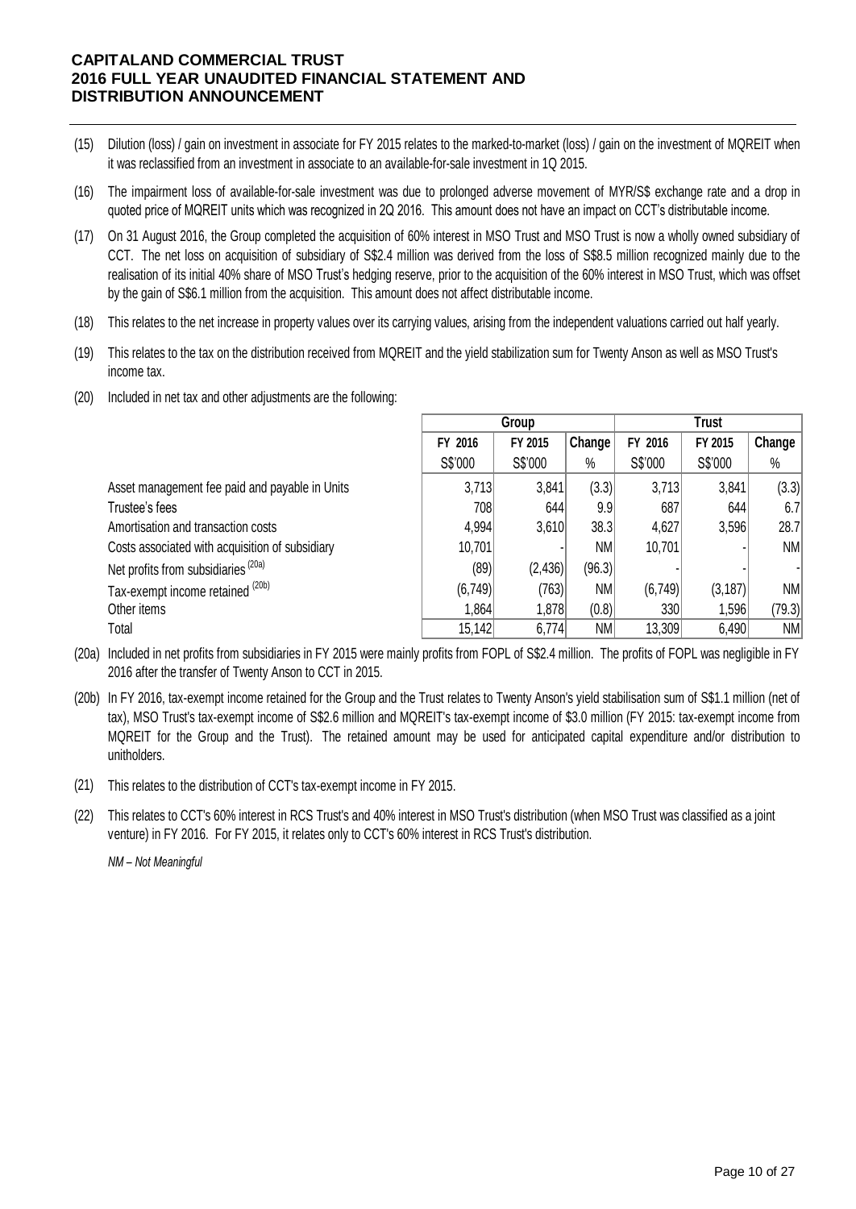**CAPITALAND COMMERCIAL TRUST**
**2016 FULL YEAR UNAUDITED FINANCIAL STATEMENT AND DISTRIBUTION ANNOUNCEMENT**

(15) Dilution (loss) / gain on investment in associate for FY 2015 relates to the marked-to-market (loss) / gain on the investment of MQREIT when it was reclassified from an investment in associate to an available-for-sale investment in 1Q 2015.

(16) The impairment loss of available-for-sale investment was due to prolonged adverse movement of MYR/S$ exchange rate and a drop in quoted price of MQREIT units which was recognized in 2Q 2016. This amount does not have an impact on CCT's distributable income.

(17) On 31 August 2016, the Group completed the acquisition of 60% interest in MSO Trust and MSO Trust is now a wholly owned subsidiary of CCT. The net loss on acquisition of subsidiary of S$2.4 million was derived from the loss of S$8.5 million recognized mainly due to the realisation of its initial 40% share of MSO Trust's hedging reserve, prior to the acquisition of the 60% interest in MSO Trust, which was offset by the gain of S$6.1 million from the acquisition. This amount does not affect distributable income.

(18) This relates to the net increase in property values over its carrying values, arising from the independent valuations carried out half yearly.

(19) This relates to the tax on the distribution received from MQREIT and the yield stabilization sum for Twenty Anson as well as MSO Trust's income tax.

(20) Included in net tax and other adjustments are the following:

| | Group | | | Trust | | |
|---|---|---|---|---|---|---|
| | FY 2016 | FY 2015 | Change | FY 2016 | FY 2015 | Change |
| | S$'000 | S$'000 | % | S$'000 | S$'000 | % |
| Asset management fee paid and payable in Units | 3,713 | 3,841 | (3.3) | 3,713 | 3,841 | (3.3) |
| Trustee's fees | 708 | 644 | 9.9 | 687 | 644 | 6.7 |
| Amortisation and transaction costs | 4,994 | 3,610 | 38.3 | 4,627 | 3,596 | 28.7 |
| Costs associated with acquisition of subsidiary | 10,701 | - | NM | 10,701 | - | NM |
| Net profits from subsidiaries [(20a)] | (89) | (2,436) | (96.3) | - | - | - |
| Tax-exempt income retained [(20b)] | (6,749) | (763) | NM | (6,749) | (3,187) | NM |
| Other items | 1,864 | 1,878 | (0.8) | 330 | 1,596 | (79.3) |
| Total | 15,142 | 6,774 | NM | 13,309 | 6,490 | NM |

(20a) Included in net profits from subsidiaries in FY 2015 were mainly profits from FOPL of S$2.4 million. The profits of FOPL was negligible in FY 2016 after the transfer of Twenty Anson to CCT in 2015.

(20b) In FY 2016, tax-exempt income retained for the Group and the Trust relates to Twenty Anson's yield stabilisation sum of S$1.1 million (net of tax), MSO Trust's tax-exempt income of S$2.6 million and MQREIT's tax-exempt income of $3.0 million (FY 2015: tax-exempt income from MQREIT for the Group and the Trust). The retained amount may be used for anticipated capital expenditure and/or distribution to unitholders.

(21) This relates to the distribution of CCT's tax-exempt income in FY 2015.

(22) This relates to CCT's 60% interest in RCS Trust's and 40% interest in MSO Trust's distribution (when MSO Trust was classified as a joint venture) in FY 2016. For FY 2015, it relates only to CCT's 60% interest in RCS Trust's distribution.

*NM – Not Meaningful*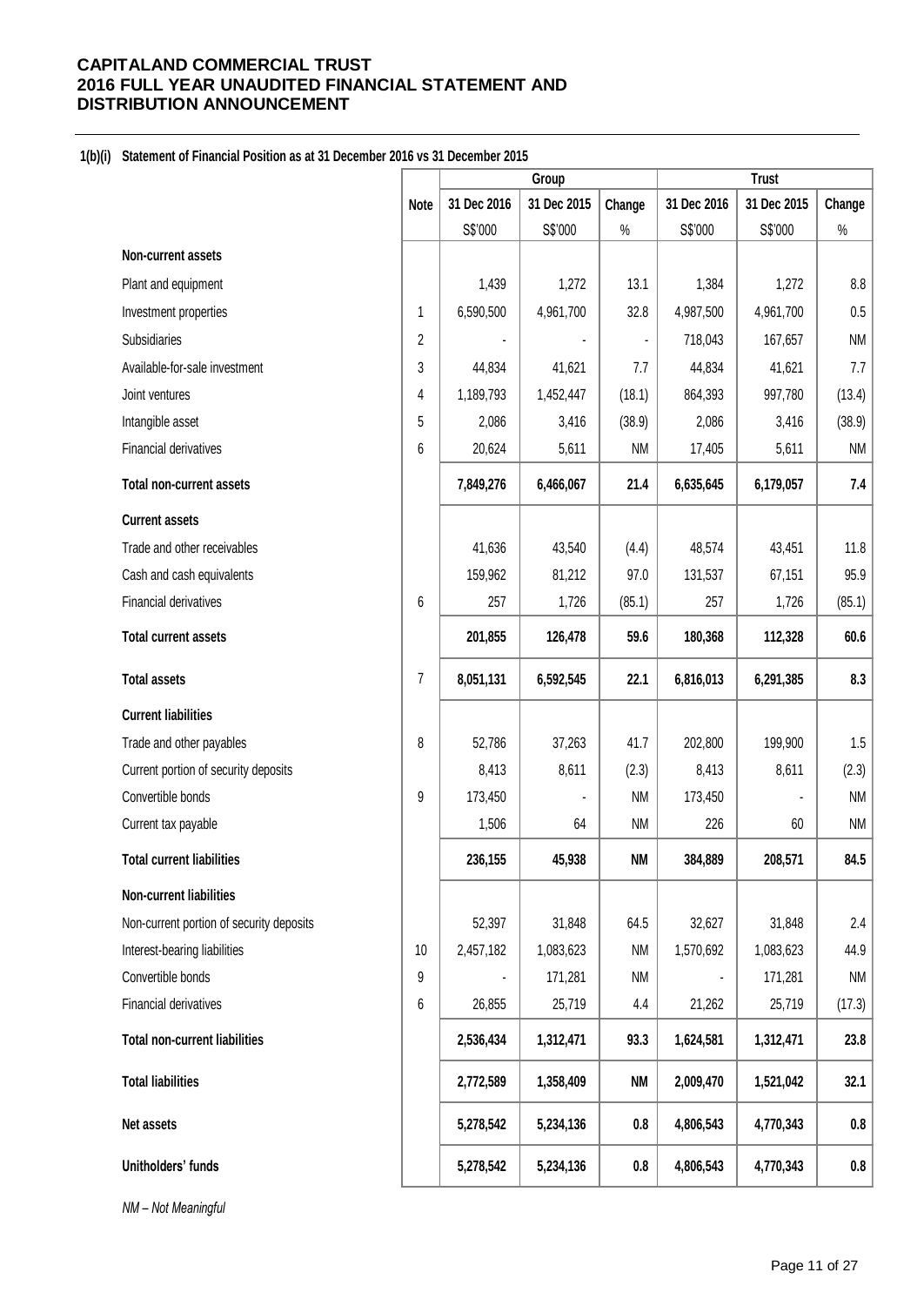# CAPITALAND COMMERCIAL TRUST
# 2016 FULL YEAR UNAUDITED FINANCIAL STATEMENT AND DISTRIBUTION ANNOUNCEMENT

**1(b)(i) Statement of Financial Position as at 31 December 2016 vs 31 December 2015**

| | | Group | | | Trust | | |
|---|---|---|---|---|---|---|---|
| | Note | 31 Dec 2016 | 31 Dec 2015 | Change | 31 Dec 2016 | 31 Dec 2015 | Change |
| | | S$'000 | S$'000 | % | S$'000 | S$'000 | % |
| **Non-current assets** | | | | | | | |
| Plant and equipment | | 1,439 | 1,272 | 13.1 | 1,384 | 1,272 | 8.8 |
| Investment properties | 1 | 6,590,500 | 4,961,700 | 32.8 | 4,987,500 | 4,961,700 | 0.5 |
| Subsidiaries | 2 | - | - | - | 718,043 | 167,657 | NM |
| Available-for-sale investment | 3 | 44,834 | 41,621 | 7.7 | 44,834 | 41,621 | 7.7 |
| Joint ventures | 4 | 1,189,793 | 1,452,447 | (18.1) | 864,393 | 997,780 | (13.4) |
| Intangible asset | 5 | 2,086 | 3,416 | (38.9) | 2,086 | 3,416 | (38.9) |
| Financial derivatives | 6 | 20,624 | 5,611 | NM | 17,405 | 5,611 | NM |
| **Total non-current assets** | | **7,849,276** | **6,466,067** | **21.4** | **6,635,645** | **6,179,057** | **7.4** |
| **Current assets** | | | | | | | |
| Trade and other receivables | | 41,636 | 43,540 | (4.4) | 48,574 | 43,451 | 11.8 |
| Cash and cash equivalents | | 159,962 | 81,212 | 97.0 | 131,537 | 67,151 | 95.9 |
| Financial derivatives | 6 | 257 | 1,726 | (85.1) | 257 | 1,726 | (85.1) |
| **Total current assets** | | **201,855** | **126,478** | **59.6** | **180,368** | **112,328** | **60.6** |
| **Total assets** | 7 | **8,051,131** | **6,592,545** | **22.1** | **6,816,013** | **6,291,385** | **8.3** |
| **Current liabilities** | | | | | | | |
| Trade and other payables | 8 | 52,786 | 37,263 | 41.7 | 202,800 | 199,900 | 1.5 |
| Current portion of security deposits | | 8,413 | 8,611 | (2.3) | 8,413 | 8,611 | (2.3) |
| Convertible bonds | 9 | 173,450 | - | NM | 173,450 | - | NM |
| Current tax payable | | 1,506 | 64 | NM | 226 | 60 | NM |
| **Total current liabilities** | | **236,155** | **45,938** | **NM** | **384,889** | **208,571** | **84.5** |
| **Non-current liabilities** | | | | | | | |
| Non-current portion of security deposits | | 52,397 | 31,848 | 64.5 | 32,627 | 31,848 | 2.4 |
| Interest-bearing liabilities | 10 | 2,457,182 | 1,083,623 | NM | 1,570,692 | 1,083,623 | 44.9 |
| Convertible bonds | 9 | - | 171,281 | NM | - | 171,281 | NM |
| Financial derivatives | 6 | 26,855 | 25,719 | 4.4 | 21,262 | 25,719 | (17.3) |
| **Total non-current liabilities** | | **2,536,434** | **1,312,471** | **93.3** | **1,624,581** | **1,312,471** | **23.8** |
| **Total liabilities** | | **2,772,589** | **1,358,409** | **NM** | **2,009,470** | **1,521,042** | **32.1** |
| **Net assets** | | **5,278,542** | **5,234,136** | **0.8** | **4,806,543** | **4,770,343** | **0.8** |
| **Unitholders' funds** | | **5,278,542** | **5,234,136** | **0.8** | **4,806,543** | **4,770,343** | **0.8** |

*NM – Not Meaningful*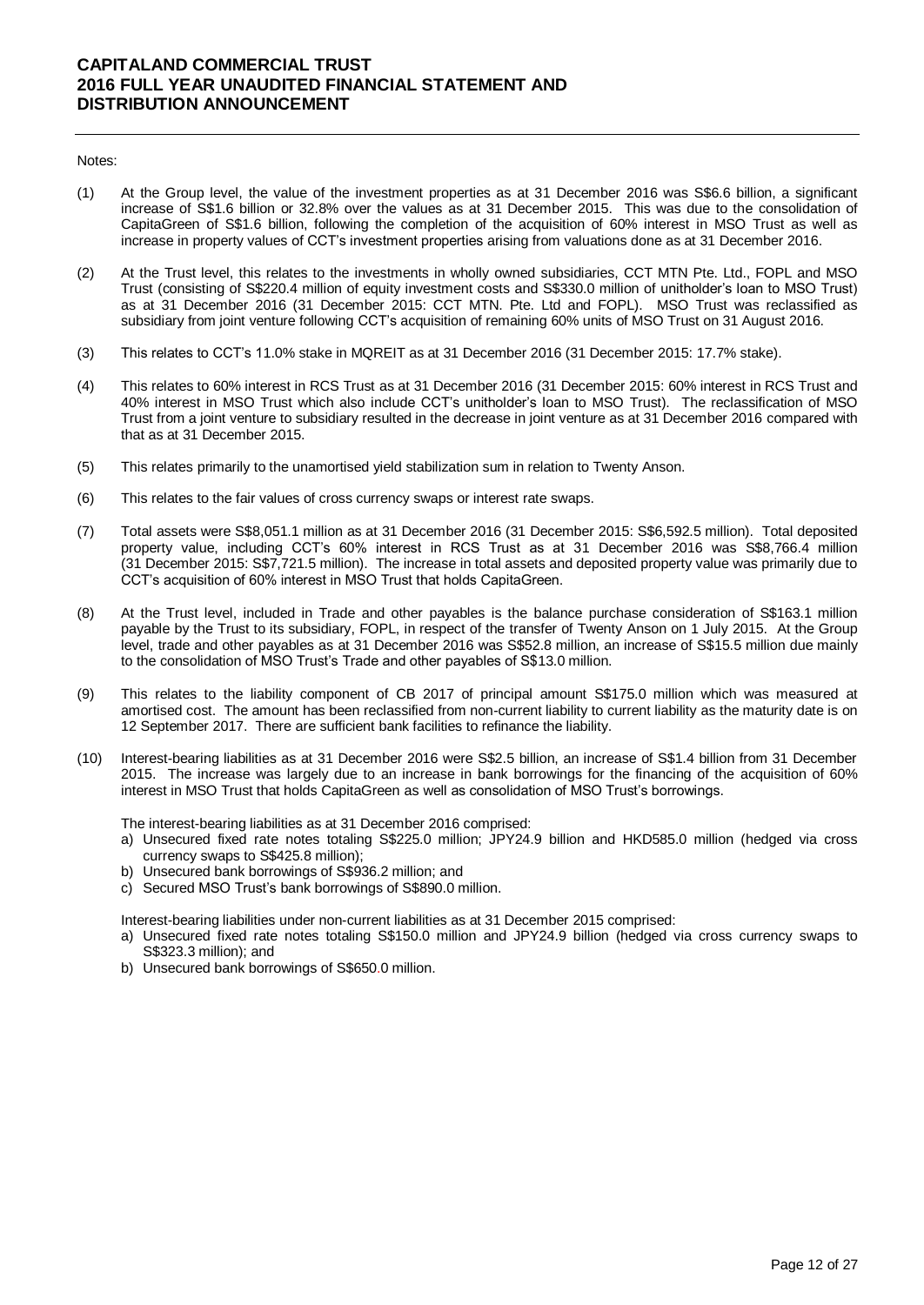Notes:

(1) At the Group level, the value of the investment properties as at 31 December 2016 was S$6.6 billion, a significant increase of S$1.6 billion or 32.8% over the values as at 31 December 2015. This was due to the consolidation of CapitaGreen of S$1.6 billion, following the completion of the acquisition of 60% interest in MSO Trust as well as increase in property values of CCT's investment properties arising from valuations done as at 31 December 2016.

(2) At the Trust level, this relates to the investments in wholly owned subsidiaries, CCT MTN Pte. Ltd., FOPL and MSO Trust (consisting of S$220.4 million of equity investment costs and S$330.0 million of unitholder's loan to MSO Trust) as at 31 December 2016 (31 December 2015: CCT MTN. Pte. Ltd and FOPL). MSO Trust was reclassified as subsidiary from joint venture following CCT's acquisition of remaining 60% units of MSO Trust on 31 August 2016.

(3) This relates to CCT's 11.0% stake in MQREIT as at 31 December 2016 (31 December 2015: 17.7% stake).

(4) This relates to 60% interest in RCS Trust as at 31 December 2016 (31 December 2015: 60% interest in RCS Trust and 40% interest in MSO Trust which also include CCT's unitholder's loan to MSO Trust). The reclassification of MSO Trust from a joint venture to subsidiary resulted in the decrease in joint venture as at 31 December 2016 compared with that as at 31 December 2015.

(5) This relates primarily to the unamortised yield stabilization sum in relation to Twenty Anson.

(6) This relates to the fair values of cross currency swaps or interest rate swaps.

(7) Total assets were S$8,051.1 million as at 31 December 2016 (31 December 2015: S$6,592.5 million). Total deposited property value, including CCT's 60% interest in RCS Trust as at 31 December 2016 was S$8,766.4 million (31 December 2015: S$7,721.5 million). The increase in total assets and deposited property value was primarily due to CCT's acquisition of 60% interest in MSO Trust that holds CapitaGreen.

(8) At the Trust level, included in Trade and other payables is the balance purchase consideration of S$163.1 million payable by the Trust to its subsidiary, FOPL, in respect of the transfer of Twenty Anson on 1 July 2015. At the Group level, trade and other payables as at 31 December 2016 was S$52.8 million, an increase of S$15.5 million due mainly to the consolidation of MSO Trust's Trade and other payables of S$13.0 million.

(9) This relates to the liability component of CB 2017 of principal amount S$175.0 million which was measured at amortised cost. The amount has been reclassified from non-current liability to current liability as the maturity date is on 12 September 2017. There are sufficient bank facilities to refinance the liability.

(10) Interest-bearing liabilities as at 31 December 2016 were S$2.5 billion, an increase of S$1.4 billion from 31 December 2015. The increase was largely due to an increase in bank borrowings for the financing of the acquisition of 60% interest in MSO Trust that holds CapitaGreen as well as consolidation of MSO Trust's borrowings.

The interest-bearing liabilities as at 31 December 2016 comprised:

a) Unsecured fixed rate notes totaling S$225.0 million; JPY24.9 billion and HKD585.0 million (hedged via cross currency swaps to S$425.8 million);
b) Unsecured bank borrowings of S$936.2 million; and
c) Secured MSO Trust's bank borrowings of S$890.0 million.

Interest-bearing liabilities under non-current liabilities as at 31 December 2015 comprised:

a) Unsecured fixed rate notes totaling S$150.0 million and JPY24.9 billion (hedged via cross currency swaps to S$323.3 million); and
b) Unsecured bank borrowings of S$650.0 million.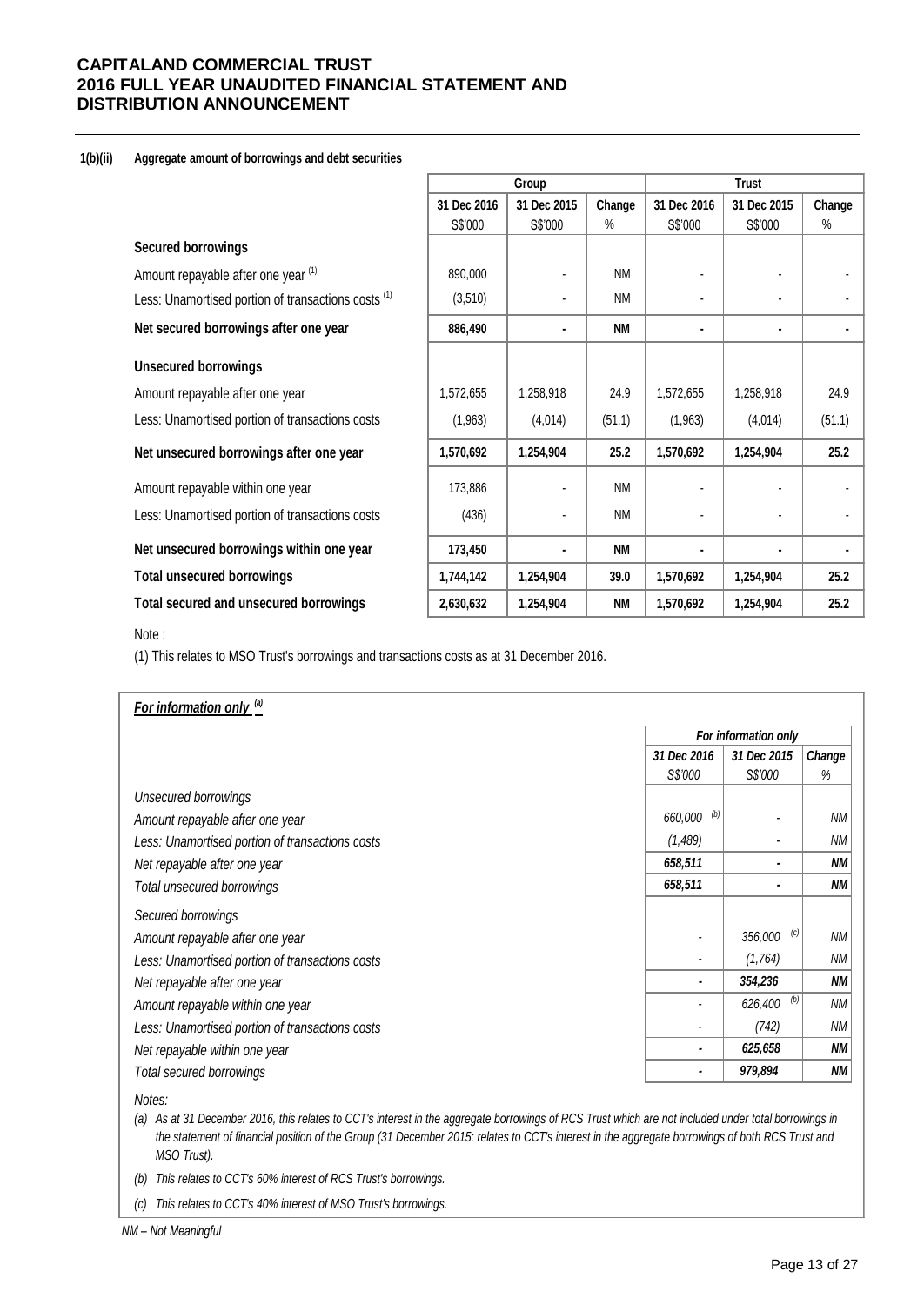**1(b)(ii) Aggregate amount of borrowings and debt securities**

| | Group | | | Trust | | |
|---|---|---|---|---|---|---|
| | 31 Dec 2016 | 31 Dec 2015 | Change | 31 Dec 2016 | 31 Dec 2015 | Change |
| | S$'000 | S$'000 | % | S$'000 | S$'000 | % |
| **Secured borrowings** | | | | | | |
| Amount repayable after one year [(1)] | 890,000 | - | NM | - | - | - |
| Less: Unamortised portion of transactions costs [(1)] | (3,510) | - | NM | - | - | - |
| **Net secured borrowings after one year** | **886,490** | **-** | **NM** | **-** | **-** | **-** |
| **Unsecured borrowings** | | | | | | |
| Amount repayable after one year | 1,572,655 | 1,258,918 | 24.9 | 1,572,655 | 1,258,918 | 24.9 |
| Less: Unamortised portion of transactions costs | (1,963) | (4,014) | (51.1) | (1,963) | (4,014) | (51.1) |
| **Net unsecured borrowings after one year** | **1,570,692** | **1,254,904** | **25.2** | **1,570,692** | **1,254,904** | **25.2** |
| Amount repayable within one year | 173,886 | - | NM | - | - | - |
| Less: Unamortised portion of transactions costs | (436) | - | NM | - | - | - |
| **Net unsecured borrowings within one year** | **173,450** | **-** | **NM** | **-** | **-** | **-** |
| **Total unsecured borrowings** | **1,744,142** | **1,254,904** | **39.0** | **1,570,692** | **1,254,904** | **25.2** |
| **Total secured and unsecured borrowings** | **2,630,632** | **1,254,904** | **NM** | **1,570,692** | **1,254,904** | **25.2** |

Note :

(1) This relates to MSO Trust's borrowings and transactions costs as at 31 December 2016.

***For information only*** *[(a)]*

| | *For information only* | | |
|---|---|---|---|
| | *31 Dec 2016* | *31 Dec 2015* | *Change* |
| | *S$'000* | *S$'000* | *%* |
| *Unsecured borrowings* | | | |
| *Amount repayable after one year* | *660,000* [(b)] | - | *NM* |
| *Less: Unamortised portion of transactions costs* | *(1,489)* | - | *NM* |
| *Net repayable after one year* | ***658,511*** | **-** | ***NM*** |
| *Total unsecured borrowings* | ***658,511*** | **-** | ***NM*** |
| *Secured borrowings* | | | |
| *Amount repayable after one year* | - | *356,000* [(c)] | *NM* |
| *Less: Unamortised portion of transactions costs* | - | *(1,764)* | *NM* |
| *Net repayable after one year* | **-** | ***354,236*** | ***NM*** |
| *Amount repayable within one year* | - | *626,400* [(b)] | *NM* |
| *Less: Unamortised portion of transactions costs* | - | *(742)* | *NM* |
| *Net repayable within one year* | **-** | ***625,658*** | ***NM*** |
| *Total secured borrowings* | **-** | ***979,894*** | ***NM*** |

*Notes:*

*(a) As at 31 December 2016, this relates to CCT's interest in the aggregate borrowings of RCS Trust which are not included under total borrowings in the statement of financial position of the Group (31 December 2015: relates to CCT's interest in the aggregate borrowings of both RCS Trust and MSO Trust).*

*(b) This relates to CCT's 60% interest of RCS Trust's borrowings.*

*(c) This relates to CCT's 40% interest of MSO Trust's borrowings.*

*NM – Not Meaningful*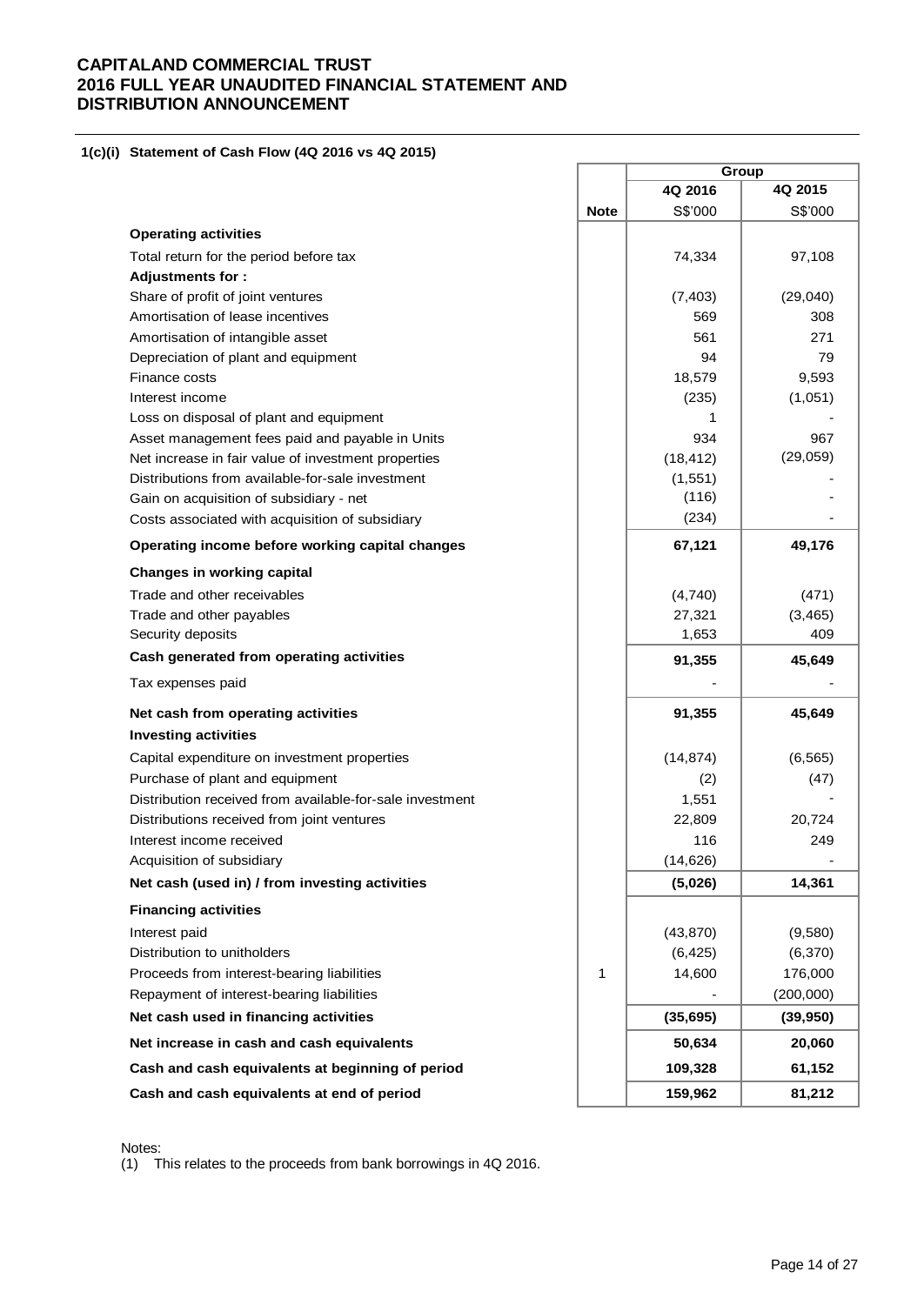# CAPITALAND COMMERCIAL TRUST
# 2016 FULL YEAR UNAUDITED FINANCIAL STATEMENT AND DISTRIBUTION ANNOUNCEMENT

### 1(c)(i) Statement of Cash Flow (4Q 2016 vs 4Q 2015)

| | | Group | |
|---|---|---|---|
| | | 4Q 2016 | 4Q 2015 |
| | Note | S$'000 | S$'000 |
| **Operating activities** | | | |
| Total return for the period before tax | | 74,334 | 97,108 |
| **Adjustments for :** | | | |
| Share of profit of joint ventures | | (7,403) | (29,040) |
| Amortisation of lease incentives | | 569 | 308 |
| Amortisation of intangible asset | | 561 | 271 |
| Depreciation of plant and equipment | | 94 | 79 |
| Finance costs | | 18,579 | 9,593 |
| Interest income | | (235) | (1,051) |
| Loss on disposal of plant and equipment | | 1 | - |
| Asset management fees paid and payable in Units | | 934 | 967 |
| Net increase in fair value of investment properties | | (18,412) | (29,059) |
| Distributions from available-for-sale investment | | (1,551) | - |
| Gain on acquisition of subsidiary - net | | (116) | - |
| Costs associated with acquisition of subsidiary | | (234) | - |
| **Operating income before working capital changes** | | **67,121** | **49,176** |
| **Changes in working capital** | | | |
| Trade and other receivables | | (4,740) | (471) |
| Trade and other payables | | 27,321 | (3,465) |
| Security deposits | | 1,653 | 409 |
| **Cash generated from operating activities** | | **91,355** | **45,649** |
| Tax expenses paid | | - | - |
| **Net cash from operating activities** | | **91,355** | **45,649** |
| **Investing activities** | | | |
| Capital expenditure on investment properties | | (14,874) | (6,565) |
| Purchase of plant and equipment | | (2) | (47) |
| Distribution received from available-for-sale investment | | 1,551 | - |
| Distributions received from joint ventures | | 22,809 | 20,724 |
| Interest income received | | 116 | 249 |
| Acquisition of subsidiary | | (14,626) | - |
| **Net cash (used in) / from investing activities** | | **(5,026)** | **14,361** |
| **Financing activities** | | | |
| Interest paid | | (43,870) | (9,580) |
| Distribution to unitholders | | (6,425) | (6,370) |
| Proceeds from interest-bearing liabilities | 1 | 14,600 | 176,000 |
| Repayment of interest-bearing liabilities | | - | (200,000) |
| **Net cash used in financing activities** | | **(35,695)** | **(39,950)** |
| **Net increase in cash and cash equivalents** | | **50,634** | **20,060** |
| **Cash and cash equivalents at beginning of period** | | **109,328** | **61,152** |
| **Cash and cash equivalents at end of period** | | **159,962** | **81,212** |

Notes:
(1) This relates to the proceeds from bank borrowings in 4Q 2016.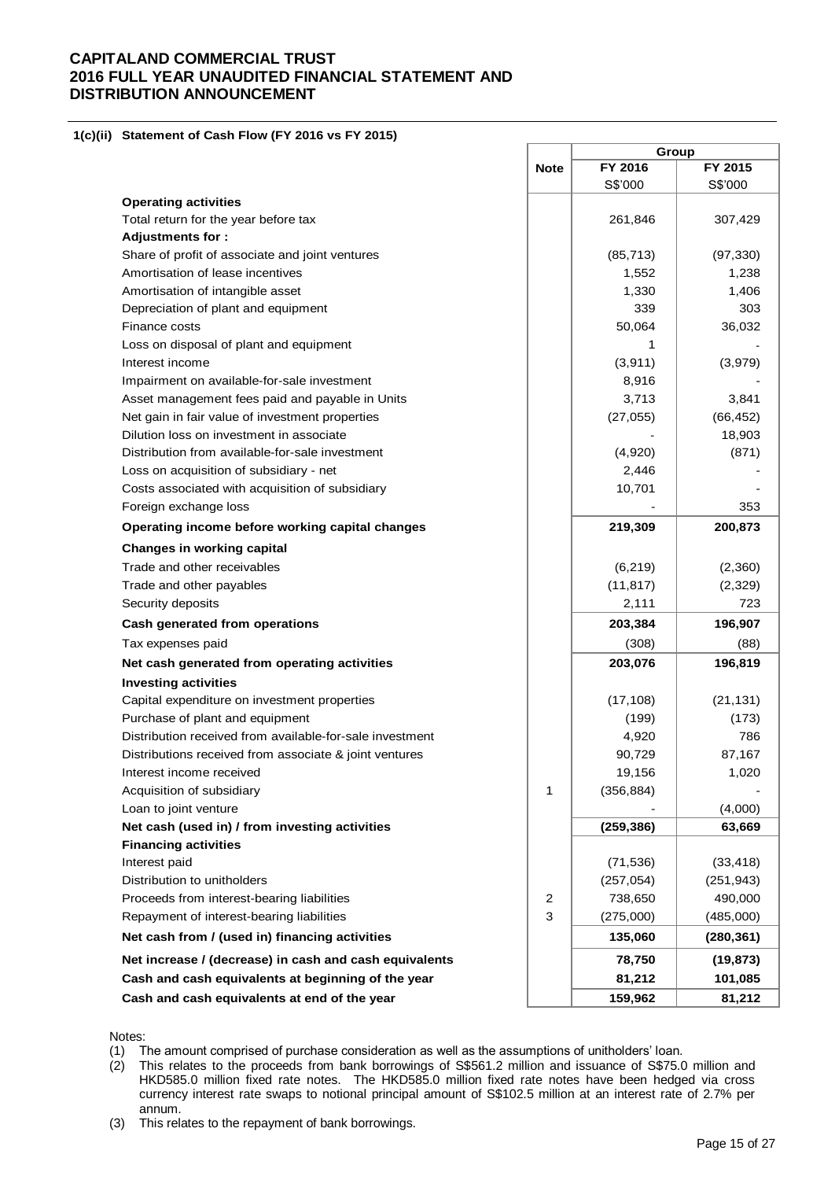# CAPITALAND COMMERCIAL TRUST
# 2016 FULL YEAR UNAUDITED FINANCIAL STATEMENT AND DISTRIBUTION ANNOUNCEMENT

### 1(c)(ii) Statement of Cash Flow (FY 2016 vs FY 2015)

| | Note | Group | |
|---|---|---|---|
| | | FY 2016 | FY 2015 |
| | | S$'000 | S$'000 |
| **Operating activities** | | | |
| Total return for the year before tax | | 261,846 | 307,429 |
| **Adjustments for :** | | | |
| Share of profit of associate and joint ventures | | (85,713) | (97,330) |
| Amortisation of lease incentives | | 1,552 | 1,238 |
| Amortisation of intangible asset | | 1,330 | 1,406 |
| Depreciation of plant and equipment | | 339 | 303 |
| Finance costs | | 50,064 | 36,032 |
| Loss on disposal of plant and equipment | | 1 | - |
| Interest income | | (3,911) | (3,979) |
| Impairment on available-for-sale investment | | 8,916 | - |
| Asset management fees paid and payable in Units | | 3,713 | 3,841 |
| Net gain in fair value of investment properties | | (27,055) | (66,452) |
| Dilution loss on investment in associate | | - | 18,903 |
| Distribution from available-for-sale investment | | (4,920) | (871) |
| Loss on acquisition of subsidiary - net | | 2,446 | - |
| Costs associated with acquisition of subsidiary | | 10,701 | - |
| Foreign exchange loss | | - | 353 |
| **Operating income before working capital changes** | | **219,309** | **200,873** |
| **Changes in working capital** | | | |
| Trade and other receivables | | (6,219) | (2,360) |
| Trade and other payables | | (11,817) | (2,329) |
| Security deposits | | 2,111 | 723 |
| **Cash generated from operations** | | **203,384** | **196,907** |
| Tax expenses paid | | (308) | (88) |
| **Net cash generated from operating activities** | | **203,076** | **196,819** |
| **Investing activities** | | | |
| Capital expenditure on investment properties | | (17,108) | (21,131) |
| Purchase of plant and equipment | | (199) | (173) |
| Distribution received from available-for-sale investment | | 4,920 | 786 |
| Distributions received from associate & joint ventures | | 90,729 | 87,167 |
| Interest income received | | 19,156 | 1,020 |
| Acquisition of subsidiary | 1 | (356,884) | - |
| Loan to joint venture | | - | (4,000) |
| **Net cash (used in) / from investing activities** | | **(259,386)** | **63,669** |
| **Financing activities** | | | |
| Interest paid | | (71,536) | (33,418) |
| Distribution to unitholders | | (257,054) | (251,943) |
| Proceeds from interest-bearing liabilities | 2 | 738,650 | 490,000 |
| Repayment of interest-bearing liabilities | 3 | (275,000) | (485,000) |
| **Net cash from / (used in) financing activities** | | **135,060** | **(280,361)** |
| **Net increase / (decrease) in cash and cash equivalents** | | **78,750** | **(19,873)** |
| **Cash and cash equivalents at beginning of the year** | | **81,212** | **101,085** |
| **Cash and cash equivalents at end of the year** | | **159,962** | **81,212** |

Notes:

(1) The amount comprised of purchase consideration as well as the assumptions of unitholders' loan.

(2) This relates to the proceeds from bank borrowings of S$561.2 million and issuance of S$75.0 million and HKD585.0 million fixed rate notes. The HKD585.0 million fixed rate notes have been hedged via cross currency interest rate swaps to notional principal amount of S$102.5 million at an interest rate of 2.7% per annum.

(3) This relates to the repayment of bank borrowings.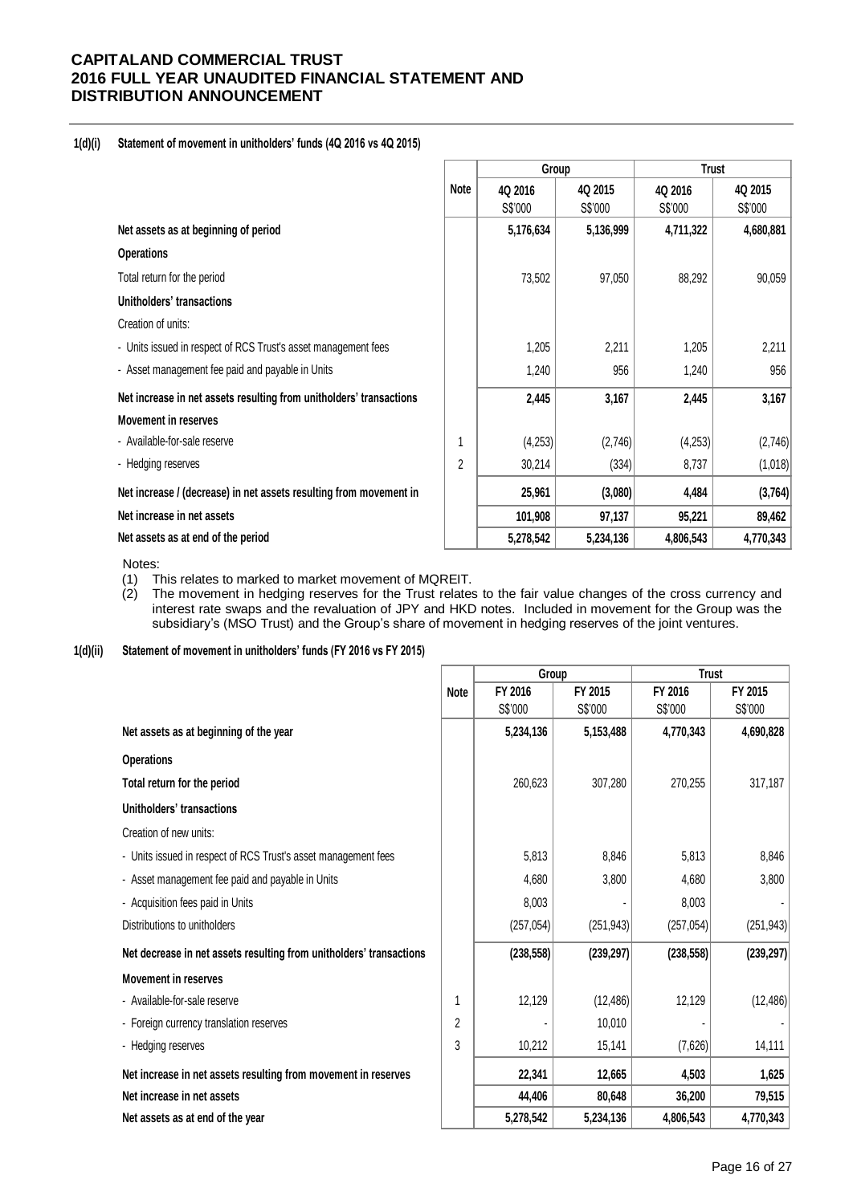**CAPITALAND COMMERCIAL TRUST**
**2016 FULL YEAR UNAUDITED FINANCIAL STATEMENT AND DISTRIBUTION ANNOUNCEMENT**

**1(d)(i) Statement of movement in unitholders' funds (4Q 2016 vs 4Q 2015)**

| | Note | Group | | Trust | |
|---|---|---|---|---|---|
| | | 4Q 2016 S$'000 | 4Q 2015 S$'000 | 4Q 2016 S$'000 | 4Q 2015 S$'000 |
| **Net assets as at beginning of period** | | **5,176,634** | **5,136,999** | **4,711,322** | **4,680,881** |
| **Operations** | | | | | |
| Total return for the period | | 73,502 | 97,050 | 88,292 | 90,059 |
| **Unitholders' transactions** | | | | | |
| Creation of units: | | | | | |
| - Units issued in respect of RCS Trust's asset management fees | | 1,205 | 2,211 | 1,205 | 2,211 |
| - Asset management fee paid and payable in Units | | 1,240 | 956 | 1,240 | 956 |
| **Net increase in net assets resulting from unitholders' transactions** | | **2,445** | **3,167** | **2,445** | **3,167** |
| **Movement in reserves** | | | | | |
| - Available-for-sale reserve | 1 | (4,253) | (2,746) | (4,253) | (2,746) |
| - Hedging reserves | 2 | 30,214 | (334) | 8,737 | (1,018) |
| **Net increase / (decrease) in net assets resulting from movement in** | | **25,961** | **(3,080)** | **4,484** | **(3,764)** |
| **Net increase in net assets** | | **101,908** | **97,137** | **95,221** | **89,462** |
| **Net assets as at end of the period** | | **5,278,542** | **5,234,136** | **4,806,543** | **4,770,343** |

Notes:

(1) This relates to marked to market movement of MQREIT.

(2) The movement in hedging reserves for the Trust relates to the fair value changes of the cross currency and interest rate swaps and the revaluation of JPY and HKD notes. Included in movement for the Group was the subsidiary's (MSO Trust) and the Group's share of movement in hedging reserves of the joint ventures.

**1(d)(ii) Statement of movement in unitholders' funds (FY 2016 vs FY 2015)**

| | Note | Group | | Trust | |
|---|---|---|---|---|---|
| | | FY 2016 S$'000 | FY 2015 S$'000 | FY 2016 S$'000 | FY 2015 S$'000 |
| **Net assets as at beginning of the year** | | **5,234,136** | **5,153,488** | **4,770,343** | **4,690,828** |
| **Operations** | | | | | |
| **Total return for the period** | | 260,623 | 307,280 | 270,255 | 317,187 |
| **Unitholders' transactions** | | | | | |
| Creation of new units: | | | | | |
| - Units issued in respect of RCS Trust's asset management fees | | 5,813 | 8,846 | 5,813 | 8,846 |
| - Asset management fee paid and payable in Units | | 4,680 | 3,800 | 4,680 | 3,800 |
| - Acquisition fees paid in Units | | 8,003 | - | 8,003 | - |
| Distributions to unitholders | | (257,054) | (251,943) | (257,054) | (251,943) |
| **Net decrease in net assets resulting from unitholders' transactions** | | **(238,558)** | **(239,297)** | **(238,558)** | **(239,297)** |
| **Movement in reserves** | | | | | |
| - Available-for-sale reserve | 1 | 12,129 | (12,486) | 12,129 | (12,486) |
| - Foreign currency translation reserves | 2 | - | 10,010 | - | - |
| - Hedging reserves | 3 | 10,212 | 15,141 | (7,626) | 14,111 |
| **Net increase in net assets resulting from movement in reserves** | | **22,341** | **12,665** | **4,503** | **1,625** |
| **Net increase in net assets** | | **44,406** | **80,648** | **36,200** | **79,515** |
| **Net assets as at end of the year** | | **5,278,542** | **5,234,136** | **4,806,543** | **4,770,343** |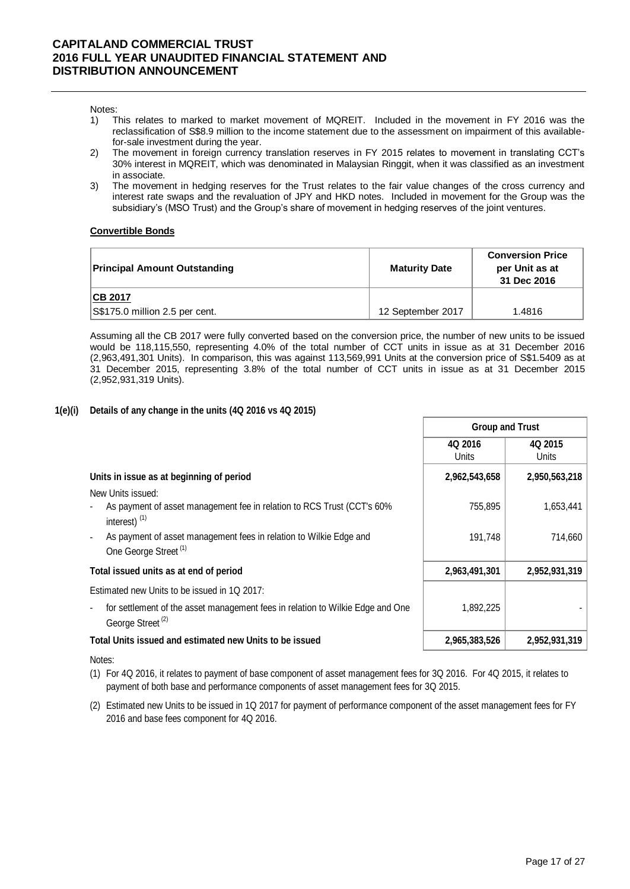Notes:
1) This relates to marked to market movement of MQREIT. Included in the movement in FY 2016 was the reclassification of S$8.9 million to the income statement due to the assessment on impairment of this available-for-sale investment during the year.
2) The movement in foreign currency translation reserves in FY 2015 relates to movement in translating CCT's 30% interest in MQREIT, which was denominated in Malaysian Ringgit, when it was classified as an investment in associate.
3) The movement in hedging reserves for the Trust relates to the fair value changes of the cross currency and interest rate swaps and the revaluation of JPY and HKD notes. Included in movement for the Group was the subsidiary's (MSO Trust) and the Group's share of movement in hedging reserves of the joint ventures.

**Convertible Bonds**

| Principal Amount Outstanding | Maturity Date | Conversion Price per Unit as at 31 Dec 2016 |
|---|---|---|
| **CB 2017** | | |
| S$175.0 million 2.5 per cent. | 12 September 2017 | 1.4816 |

Assuming all the CB 2017 were fully converted based on the conversion price, the number of new units to be issued would be 118,115,550, representing 4.0% of the total number of CCT units in issue as at 31 December 2016 (2,963,491,301 Units). In comparison, this was against 113,569,991 Units at the conversion price of S$1.5409 as at 31 December 2015, representing 3.8% of the total number of CCT units in issue as at 31 December 2015 (2,952,931,319 Units).

**1(e)(i) Details of any change in the units (4Q 2016 vs 4Q 2015)**

| | Group and Trust | |
|---|---|---|
| | 4Q 2016 Units | 4Q 2015 Units |
| **Units in issue as at beginning of period** | **2,962,543,658** | **2,950,563,218** |
| New Units issued: | | |
| - As payment of asset management fee in relation to RCS Trust (CCT's 60% interest) [(1)] | 755,895 | 1,653,441 |
| - As payment of asset management fees in relation to Wilkie Edge and One George Street [(1)] | 191,748 | 714,660 |
| **Total issued units as at end of period** | **2,963,491,301** | **2,952,931,319** |
| Estimated new Units to be issued in 1Q 2017: | | |
| - for settlement of the asset management fees in relation to Wilkie Edge and One George Street [(2)] | 1,892,225 | - |
| **Total Units issued and estimated new Units to be issued** | **2,965,383,526** | **2,952,931,319** |

Notes:

(1) For 4Q 2016, it relates to payment of base component of asset management fees for 3Q 2016. For 4Q 2015, it relates to payment of both base and performance components of asset management fees for 3Q 2015.

(2) Estimated new Units to be issued in 1Q 2017 for payment of performance component of the asset management fees for FY 2016 and base fees component for 4Q 2016.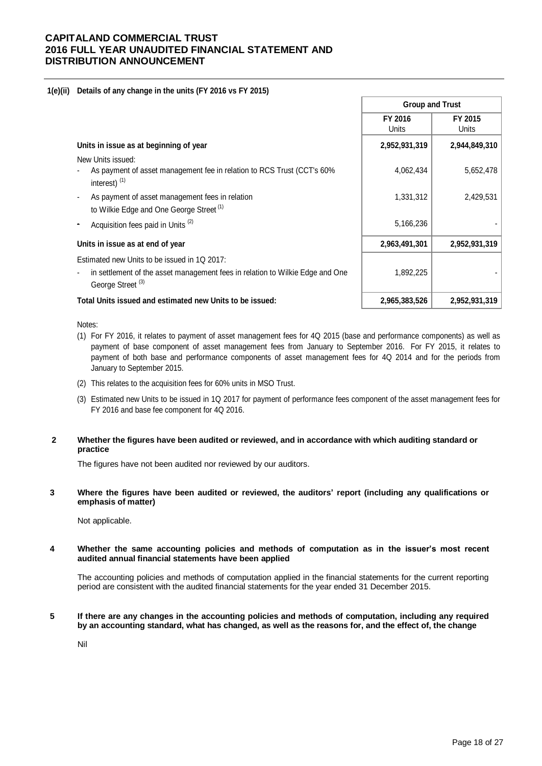**1(e)(ii) Details of any change in the units (FY 2016 vs FY 2015)**

| | Group and Trust | |
|---|---|---|
| | FY 2016 Units | FY 2015 Units |
| **Units in issue as at beginning of year** | **2,952,931,319** | **2,944,849,310** |
| New Units issued: | | |
| - As payment of asset management fee in relation to RCS Trust (CCT's 60% interest) (1) | 4,062,434 | 5,652,478 |
| - As payment of asset management fees in relation to Wilkie Edge and One George Street (1) | 1,331,312 | 2,429,531 |
| - Acquisition fees paid in Units (2) | 5,166,236 | - |
| **Units in issue as at end of year** | **2,963,491,301** | **2,952,931,319** |
| Estimated new Units to be issued in 1Q 2017: | | |
| - in settlement of the asset management fees in relation to Wilkie Edge and One George Street (3) | 1,892,225 | - |
| **Total Units issued and estimated new Units to be issued:** | **2,965,383,526** | **2,952,931,319** |

Notes:

(1) For FY 2016, it relates to payment of asset management fees for 4Q 2015 (base and performance components) as well as payment of base component of asset management fees from January to September 2016. For FY 2015, it relates to payment of both base and performance components of asset management fees for 4Q 2014 and for the periods from January to September 2015.

(2) This relates to the acquisition fees for 60% units in MSO Trust.

(3) Estimated new Units to be issued in 1Q 2017 for payment of performance fees component of the asset management fees for FY 2016 and base fee component for 4Q 2016.

**2 Whether the figures have been audited or reviewed, and in accordance with which auditing standard or practice**

The figures have not been audited nor reviewed by our auditors.

**3 Where the figures have been audited or reviewed, the auditors' report (including any qualifications or emphasis of matter)**

Not applicable.

**4 Whether the same accounting policies and methods of computation as in the issuer's most recent audited annual financial statements have been applied**

The accounting policies and methods of computation applied in the financial statements for the current reporting period are consistent with the audited financial statements for the year ended 31 December 2015.

**5 If there are any changes in the accounting policies and methods of computation, including any required by an accounting standard, what has changed, as well as the reasons for, and the effect of, the change**

Nil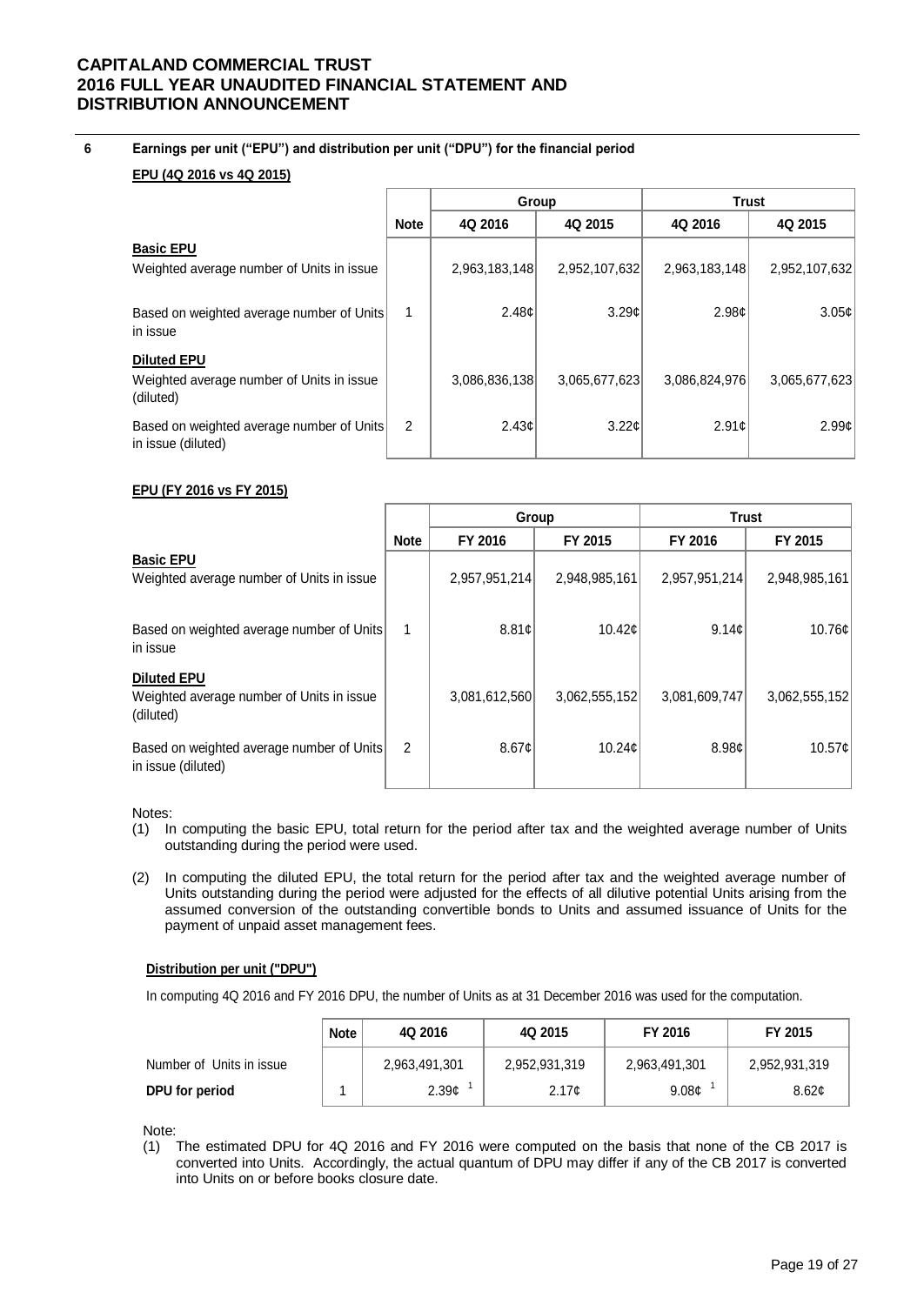## 6 Earnings per unit ("EPU") and distribution per unit ("DPU") for the financial period

**EPU (4Q 2016 vs 4Q 2015)**

| | Note | Group | | Trust | |
|---|---|---|---|---|---|
| | | 4Q 2016 | 4Q 2015 | 4Q 2016 | 4Q 2015 |
| **Basic EPU** | | | | | |
| Weighted average number of Units in issue | | 2,963,183,148 | 2,952,107,632 | 2,963,183,148 | 2,952,107,632 |
| Based on weighted average number of Units in issue | 1 | 2.48¢ | 3.29¢ | 2.98¢ | 3.05¢ |
| **Diluted EPU** | | | | | |
| Weighted average number of Units in issue (diluted) | | 3,086,836,138 | 3,065,677,623 | 3,086,824,976 | 3,065,677,623 |
| Based on weighted average number of Units in issue (diluted) | 2 | 2.43¢ | 3.22¢ | 2.91¢ | 2.99¢ |

**EPU (FY 2016 vs FY 2015)**

| | Note | Group | | Trust | |
|---|---|---|---|---|---|
| | | FY 2016 | FY 2015 | FY 2016 | FY 2015 |
| **Basic EPU** | | | | | |
| Weighted average number of Units in issue | | 2,957,951,214 | 2,948,985,161 | 2,957,951,214 | 2,948,985,161 |
| Based on weighted average number of Units in issue | 1 | 8.81¢ | 10.42¢ | 9.14¢ | 10.76¢ |
| **Diluted EPU** | | | | | |
| Weighted average number of Units in issue (diluted) | | 3,081,612,560 | 3,062,555,152 | 3,081,609,747 | 3,062,555,152 |
| Based on weighted average number of Units in issue (diluted) | 2 | 8.67¢ | 10.24¢ | 8.98¢ | 10.57¢ |

Notes:

(1) In computing the basic EPU, total return for the period after tax and the weighted average number of Units outstanding during the period were used.

(2) In computing the diluted EPU, the total return for the period after tax and the weighted average number of Units outstanding during the period were adjusted for the effects of all dilutive potential Units arising from the assumed conversion of the outstanding convertible bonds to Units and assumed issuance of Units for the payment of unpaid asset management fees.

**Distribution per unit ("DPU")**

In computing 4Q 2016 and FY 2016 DPU, the number of Units as at 31 December 2016 was used for the computation.

| | Note | 4Q 2016 | 4Q 2015 | FY 2016 | FY 2015 |
|---|---|---|---|---|---|
| Number of Units in issue | | 2,963,491,301 | 2,952,931,319 | 2,963,491,301 | 2,952,931,319 |
| **DPU for period** | 1 | 2.39¢ [1] | 2.17¢ | 9.08¢ [1] | 8.62¢ |

Note:

(1) The estimated DPU for 4Q 2016 and FY 2016 were computed on the basis that none of the CB 2017 is converted into Units. Accordingly, the actual quantum of DPU may differ if any of the CB 2017 is converted into Units on or before books closure date.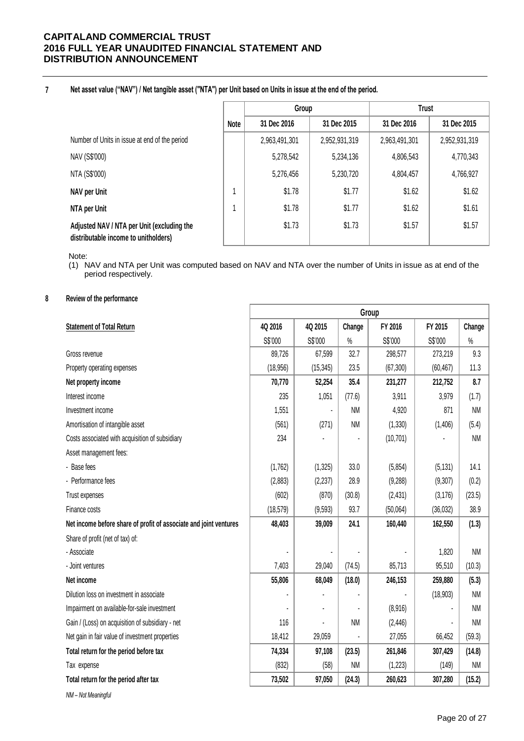## 7 Net asset value ("NAV") / Net tangible asset ("NTA") per Unit based on Units in issue at the end of the period.

| | Note | Group | | Trust | |
|---|---|---|---|---|---|
| | | 31 Dec 2016 | 31 Dec 2015 | 31 Dec 2016 | 31 Dec 2015 |
| Number of Units in issue at end of the period | | 2,963,491,301 | 2,952,931,319 | 2,963,491,301 | 2,952,931,319 |
| NAV (S$'000) | | 5,278,542 | 5,234,136 | 4,806,543 | 4,770,343 |
| NTA (S$'000) | | 5,276,456 | 5,230,720 | 4,804,457 | 4,766,927 |
| **NAV per Unit** | 1 | $1.78 | $1.77 | $1.62 | $1.62 |
| **NTA per Unit** | 1 | $1.78 | $1.77 | $1.62 | $1.61 |
| **Adjusted NAV / NTA per Unit (excluding the distributable income to unitholders)** | | $1.73 | $1.73 | $1.57 | $1.57 |

Note:

(1) NAV and NTA per Unit was computed based on NAV and NTA over the number of Units in issue as at end of the period respectively.

## 8 Review of the performance

| | Group | | | | | |
|---|---|---|---|---|---|---|
| **Statement of Total Return** | 4Q 2016 | 4Q 2015 | Change | FY 2016 | FY 2015 | Change |
| | S$'000 | S$'000 | % | S$'000 | S$'000 | % |
| Gross revenue | 89,726 | 67,599 | 32.7 | 298,577 | 273,219 | 9.3 |
| Property operating expenses | (18,956) | (15,345) | 23.5 | (67,300) | (60,467) | 11.3 |
| **Net property income** | **70,770** | **52,254** | **35.4** | **231,277** | **212,752** | **8.7** |
| Interest income | 235 | 1,051 | (77.6) | 3,911 | 3,979 | (1.7) |
| Investment income | 1,551 | - | NM | 4,920 | 871 | NM |
| Amortisation of intangible asset | (561) | (271) | NM | (1,330) | (1,406) | (5.4) |
| Costs associated with acquisition of subsidiary | 234 | - | - | (10,701) | - | NM |
| Asset management fees: | | | | | | |
| - Base fees | (1,762) | (1,325) | 33.0 | (5,854) | (5,131) | 14.1 |
| - Performance fees | (2,883) | (2,237) | 28.9 | (9,288) | (9,307) | (0.2) |
| Trust expenses | (602) | (870) | (30.8) | (2,431) | (3,176) | (23.5) |
| Finance costs | (18,579) | (9,593) | 93.7 | (50,064) | (36,032) | 38.9 |
| **Net income before share of profit of associate and joint ventures** | **48,403** | **39,009** | **24.1** | **160,440** | **162,550** | **(1.3)** |
| Share of profit (net of tax) of: | | | | | | |
| - Associate | - | - | - | - | 1,820 | NM |
| - Joint ventures | 7,403 | 29,040 | (74.5) | 85,713 | 95,510 | (10.3) |
| **Net income** | **55,806** | **68,049** | **(18.0)** | **246,153** | **259,880** | **(5.3)** |
| Dilution loss on investment in associate | - | - | - | - | (18,903) | NM |
| Impairment on available-for-sale investment | - | - | - | (8,916) | - | NM |
| Gain / (Loss) on acquisition of subsidiary - net | 116 | - | NM | (2,446) | - | NM |
| Net gain in fair value of investment properties | 18,412 | 29,059 | - | 27,055 | 66,452 | (59.3) |
| **Total return for the period before tax** | **74,334** | **97,108** | **(23.5)** | **261,846** | **307,429** | **(14.8)** |
| Tax expense | (832) | (58) | NM | (1,223) | (149) | NM |
| **Total return for the period after tax** | **73,502** | **97,050** | **(24.3)** | **260,623** | **307,280** | **(15.2)** |

*NM – Not Meaningful*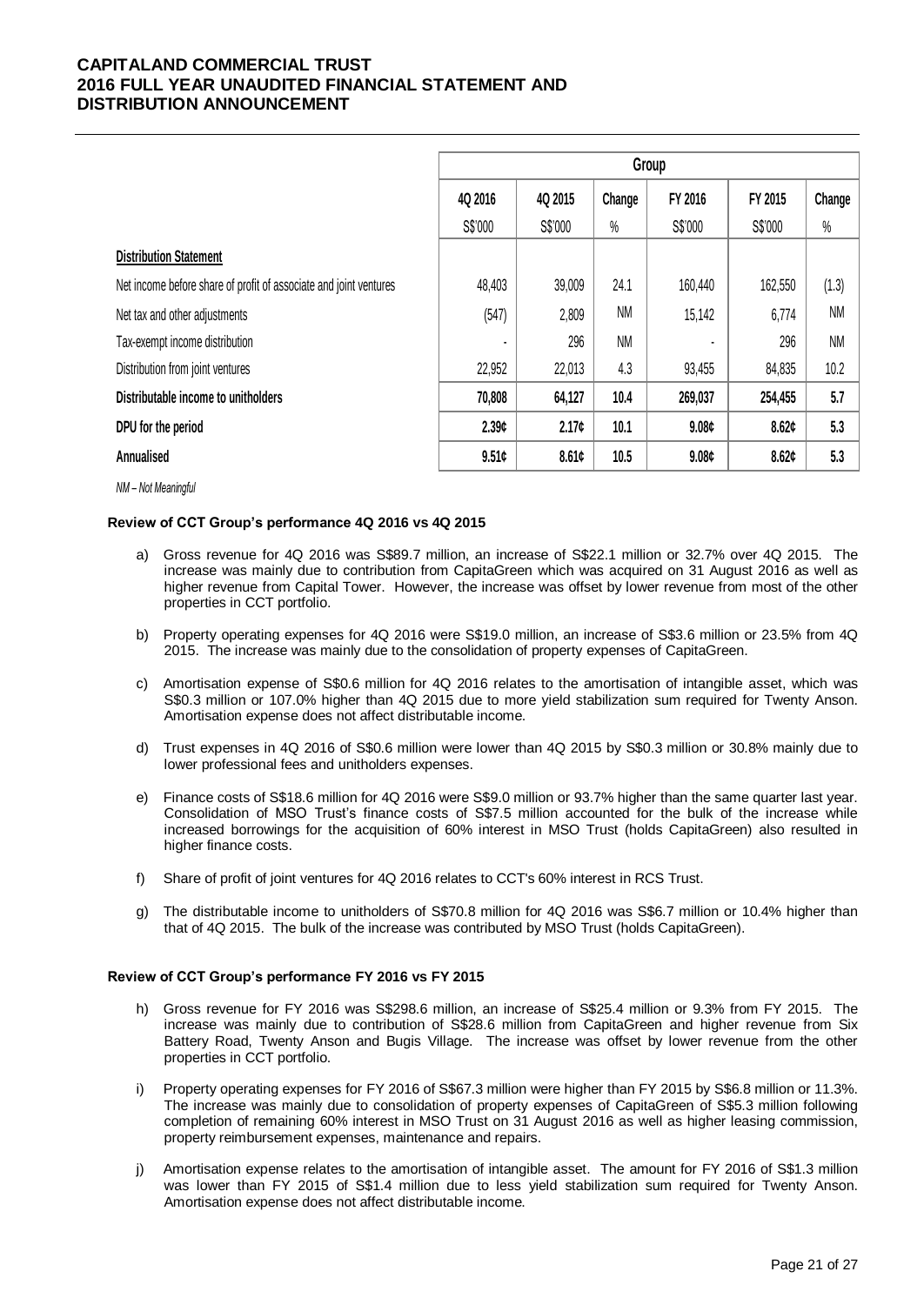| | Group | | | | | |
|---|---|---|---|---|---|---|
| | 4Q 2016 | 4Q 2015 | Change | FY 2016 | FY 2015 | Change |
| | S$'000 | S$'000 | % | S$'000 | S$'000 | % |
| **Distribution Statement** | | | | | | |
| Net income before share of profit of associate and joint ventures | 48,403 | 39,009 | 24.1 | 160,440 | 162,550 | (1.3) |
| Net tax and other adjustments | (547) | 2,809 | NM | 15,142 | 6,774 | NM |
| Tax-exempt income distribution | - | 296 | NM | - | 296 | NM |
| Distribution from joint ventures | 22,952 | 22,013 | 4.3 | 93,455 | 84,835 | 10.2 |
| **Distributable income to unitholders** | **70,808** | **64,127** | **10.4** | **269,037** | **254,455** | **5.7** |
| **DPU for the period** | **2.39¢** | **2.17¢** | **10.1** | **9.08¢** | **8.62¢** | **5.3** |
| **Annualised** | **9.51¢** | **8.61¢** | **10.5** | **9.08¢** | **8.62¢** | **5.3** |

*NM – Not Meaningful*

**Review of CCT Group's performance 4Q 2016 vs 4Q 2015**

a) Gross revenue for 4Q 2016 was S$89.7 million, an increase of S$22.1 million or 32.7% over 4Q 2015. The increase was mainly due to contribution from CapitaGreen which was acquired on 31 August 2016 as well as higher revenue from Capital Tower. However, the increase was offset by lower revenue from most of the other properties in CCT portfolio.

b) Property operating expenses for 4Q 2016 were S$19.0 million, an increase of S$3.6 million or 23.5% from 4Q 2015. The increase was mainly due to the consolidation of property expenses of CapitaGreen.

c) Amortisation expense of S$0.6 million for 4Q 2016 relates to the amortisation of intangible asset, which was S$0.3 million or 107.0% higher than 4Q 2015 due to more yield stabilization sum required for Twenty Anson. Amortisation expense does not affect distributable income.

d) Trust expenses in 4Q 2016 of S$0.6 million were lower than 4Q 2015 by S$0.3 million or 30.8% mainly due to lower professional fees and unitholders expenses.

e) Finance costs of S$18.6 million for 4Q 2016 were S$9.0 million or 93.7% higher than the same quarter last year. Consolidation of MSO Trust's finance costs of S$7.5 million accounted for the bulk of the increase while increased borrowings for the acquisition of 60% interest in MSO Trust (holds CapitaGreen) also resulted in higher finance costs.

f) Share of profit of joint ventures for 4Q 2016 relates to CCT's 60% interest in RCS Trust.

g) The distributable income to unitholders of S$70.8 million for 4Q 2016 was S$6.7 million or 10.4% higher than that of 4Q 2015. The bulk of the increase was contributed by MSO Trust (holds CapitaGreen).

**Review of CCT Group's performance FY 2016 vs FY 2015**

h) Gross revenue for FY 2016 was S$298.6 million, an increase of S$25.4 million or 9.3% from FY 2015. The increase was mainly due to contribution of S$28.6 million from CapitaGreen and higher revenue from Six Battery Road, Twenty Anson and Bugis Village. The increase was offset by lower revenue from the other properties in CCT portfolio.

i) Property operating expenses for FY 2016 of S$67.3 million were higher than FY 2015 by S$6.8 million or 11.3%. The increase was mainly due to consolidation of property expenses of CapitaGreen of S$5.3 million following completion of remaining 60% interest in MSO Trust on 31 August 2016 as well as higher leasing commission, property reimbursement expenses, maintenance and repairs.

j) Amortisation expense relates to the amortisation of intangible asset. The amount for FY 2016 of S$1.3 million was lower than FY 2015 of S$1.4 million due to less yield stabilization sum required for Twenty Anson. Amortisation expense does not affect distributable income.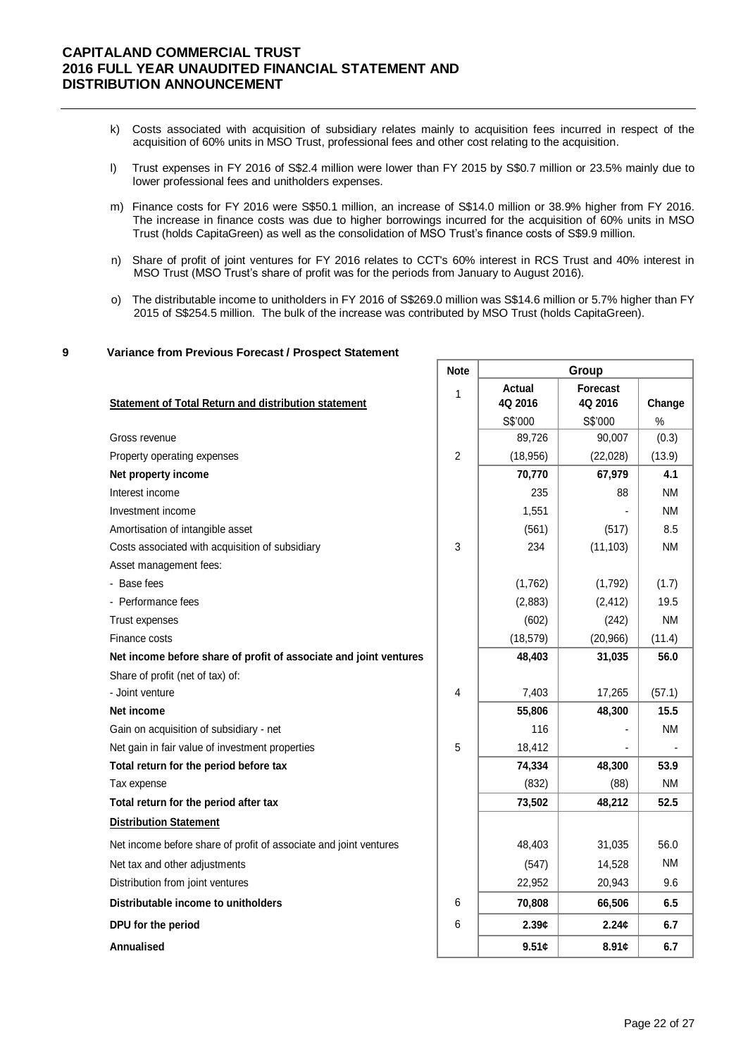- k) Costs associated with acquisition of subsidiary relates mainly to acquisition fees incurred in respect of the acquisition of 60% units in MSO Trust, professional fees and other cost relating to the acquisition.

- l) Trust expenses in FY 2016 of S$2.4 million were lower than FY 2015 by S$0.7 million or 23.5% mainly due to lower professional fees and unitholders expenses.

- m) Finance costs for FY 2016 were S$50.1 million, an increase of S$14.0 million or 38.9% higher from FY 2016. The increase in finance costs was due to higher borrowings incurred for the acquisition of 60% units in MSO Trust (holds CapitaGreen) as well as the consolidation of MSO Trust's finance costs of S$9.9 million.

- n) Share of profit of joint ventures for FY 2016 relates to CCT's 60% interest in RCS Trust and 40% interest in MSO Trust (MSO Trust's share of profit was for the periods from January to August 2016).

- o) The distributable income to unitholders in FY 2016 of S$269.0 million was S$14.6 million or 5.7% higher than FY 2015 of S$254.5 million. The bulk of the increase was contributed by MSO Trust (holds CapitaGreen).

## 9 Variance from Previous Forecast / Prospect Statement

| | Note | Group | | |
|---|---|---|---|---|
| **Statement of Total Return and distribution statement** | 1 | **Actual 4Q 2016** | **Forecast 4Q 2016** | **Change** |
| | | S$'000 | S$'000 | % |
| Gross revenue | | 89,726 | 90,007 | (0.3) |
| Property operating expenses | 2 | (18,956) | (22,028) | (13.9) |
| **Net property income** | | **70,770** | **67,979** | **4.1** |
| Interest income | | 235 | 88 | NM |
| Investment income | | 1,551 | - | NM |
| Amortisation of intangible asset | | (561) | (517) | 8.5 |
| Costs associated with acquisition of subsidiary | 3 | 234 | (11,103) | NM |
| Asset management fees: | | | | |
| - Base fees | | (1,762) | (1,792) | (1.7) |
| - Performance fees | | (2,883) | (2,412) | 19.5 |
| Trust expenses | | (602) | (242) | NM |
| Finance costs | | (18,579) | (20,966) | (11.4) |
| **Net income before share of profit of associate and joint ventures** | | **48,403** | **31,035** | **56.0** |
| Share of profit (net of tax) of: | | | | |
| - Joint venture | 4 | 7,403 | 17,265 | (57.1) |
| **Net income** | | **55,806** | **48,300** | **15.5** |
| Gain on acquisition of subsidiary - net | | 116 | - | NM |
| Net gain in fair value of investment properties | 5 | 18,412 | - | - |
| **Total return for the period before tax** | | **74,334** | **48,300** | **53.9** |
| Tax expense | | (832) | (88) | NM |
| **Total return for the period after tax** | | **73,502** | **48,212** | **52.5** |
| **Distribution Statement** | | | | |
| Net income before share of profit of associate and joint ventures | | 48,403 | 31,035 | 56.0 |
| Net tax and other adjustments | | (547) | 14,528 | NM |
| Distribution from joint ventures | | 22,952 | 20,943 | 9.6 |
| **Distributable income to unitholders** | 6 | **70,808** | **66,506** | **6.5** |
| **DPU for the period** | 6 | **2.39¢** | **2.24¢** | **6.7** |
| **Annualised** | | **9.51¢** | **8.91¢** | **6.7** |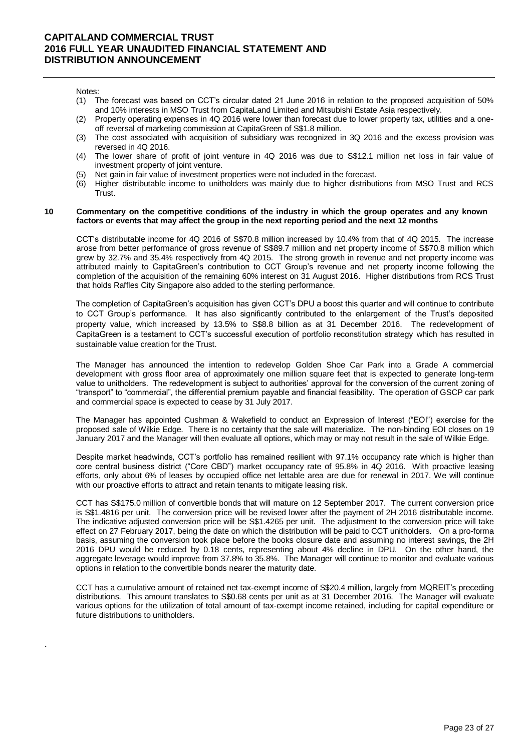Notes:

1. The forecast was based on CCT's circular dated 21 June 2016 in relation to the proposed acquisition of 50% and 10% interests in MSO Trust from CapitaLand Limited and Mitsubishi Estate Asia respectively.
2. Property operating expenses in 4Q 2016 were lower than forecast due to lower property tax, utilities and a one-off reversal of marketing commission at CapitaGreen of S$1.8 million.
3. The cost associated with acquisition of subsidiary was recognized in 3Q 2016 and the excess provision was reversed in 4Q 2016.
4. The lower share of profit of joint venture in 4Q 2016 was due to S$12.1 million net loss in fair value of investment property of joint venture.
5. Net gain in fair value of investment properties were not included in the forecast.
6. Higher distributable income to unitholders was mainly due to higher distributions from MSO Trust and RCS Trust.

## 10 Commentary on the competitive conditions of the industry in which the group operates and any known factors or events that may affect the group in the next reporting period and the next 12 months

CCT's distributable income for 4Q 2016 of S$70.8 million increased by 10.4% from that of 4Q 2015. The increase arose from better performance of gross revenue of S$89.7 million and net property income of S$70.8 million which grew by 32.7% and 35.4% respectively from 4Q 2015. The strong growth in revenue and net property income was attributed mainly to CapitaGreen's contribution to CCT Group's revenue and net property income following the completion of the acquisition of the remaining 60% interest on 31 August 2016. Higher distributions from RCS Trust that holds Raffles City Singapore also added to the sterling performance.

The completion of CapitaGreen's acquisition has given CCT's DPU a boost this quarter and will continue to contribute to CCT Group's performance. It has also significantly contributed to the enlargement of the Trust's deposited property value, which increased by 13.5% to S$8.8 billion as at 31 December 2016. The redevelopment of CapitaGreen is a testament to CCT's successful execution of portfolio reconstitution strategy which has resulted in sustainable value creation for the Trust.

The Manager has announced the intention to redevelop Golden Shoe Car Park into a Grade A commercial development with gross floor area of approximately one million square feet that is expected to generate long-term value to unitholders. The redevelopment is subject to authorities' approval for the conversion of the current zoning of "transport" to "commercial", the differential premium payable and financial feasibility. The operation of GSCP car park and commercial space is expected to cease by 31 July 2017.

The Manager has appointed Cushman & Wakefield to conduct an Expression of Interest ("EOI") exercise for the proposed sale of Wilkie Edge. There is no certainty that the sale will materialize. The non-binding EOI closes on 19 January 2017 and the Manager will then evaluate all options, which may or may not result in the sale of Wilkie Edge.

Despite market headwinds, CCT's portfolio has remained resilient with 97.1% occupancy rate which is higher than core central business district ("Core CBD") market occupancy rate of 95.8% in 4Q 2016. With proactive leasing efforts, only about 6% of leases by occupied office net lettable area are due for renewal in 2017. We will continue with our proactive efforts to attract and retain tenants to mitigate leasing risk.

CCT has S$175.0 million of convertible bonds that will mature on 12 September 2017. The current conversion price is S$1.4816 per unit. The conversion price will be revised lower after the payment of 2H 2016 distributable income. The indicative adjusted conversion price will be S$1.4265 per unit. The adjustment to the conversion price will take effect on 27 February 2017, being the date on which the distribution will be paid to CCT unitholders. On a pro-forma basis, assuming the conversion took place before the books closure date and assuming no interest savings, the 2H 2016 DPU would be reduced by 0.18 cents, representing about 4% decline in DPU. On the other hand, the aggregate leverage would improve from 37.8% to 35.8%. The Manager will continue to monitor and evaluate various options in relation to the convertible bonds nearer the maturity date.

CCT has a cumulative amount of retained net tax-exempt income of S$20.4 million, largely from MQREIT's preceding distributions. This amount translates to S$0.68 cents per unit as at 31 December 2016. The Manager will evaluate various options for the utilization of total amount of tax-exempt income retained, including for capital expenditure or future distributions to unitholders.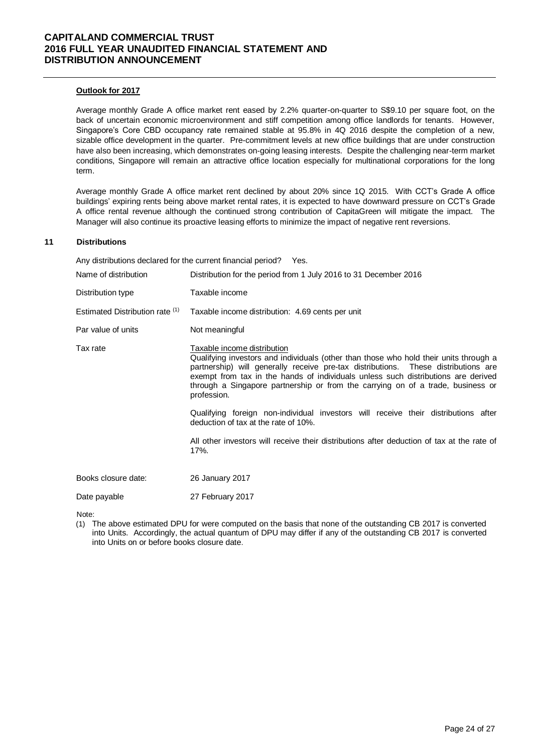**Outlook for 2017**

Average monthly Grade A office market rent eased by 2.2% quarter-on-quarter to S$9.10 per square foot, on the back of uncertain economic microenvironment and stiff competition among office landlords for tenants. However, Singapore's Core CBD occupancy rate remained stable at 95.8% in 4Q 2016 despite the completion of a new, sizable office development in the quarter. Pre-commitment levels at new office buildings that are under construction have also been increasing, which demonstrates on-going leasing interests. Despite the challenging near-term market conditions, Singapore will remain an attractive office location especially for multinational corporations for the long term.

Average monthly Grade A office market rent declined by about 20% since 1Q 2015. With CCT's Grade A office buildings' expiring rents being above market rental rates, it is expected to have downward pressure on CCT's Grade A office rental revenue although the continued strong contribution of CapitaGreen will mitigate the impact. The Manager will also continue its proactive leasing efforts to minimize the impact of negative rent reversions.

## 11 Distributions

Any distributions declared for the current financial period? Yes.

| | |
|---|---|
| Name of distribution | Distribution for the period from 1 July 2016 to 31 December 2016 |
| Distribution type | Taxable income |
| Estimated Distribution rate (1) | Taxable income distribution: 4.69 cents per unit |
| Par value of units | Not meaningful |
| Tax rate | <u>Taxable income distribution</u><br>Qualifying investors and individuals (other than those who hold their units through a partnership) will generally receive pre-tax distributions. These distributions are exempt from tax in the hands of individuals unless such distributions are derived through a Singapore partnership or from the carrying on of a trade, business or profession.<br><br>Qualifying foreign non-individual investors will receive their distributions after deduction of tax at the rate of 10%.<br><br>All other investors will receive their distributions after deduction of tax at the rate of 17%. |
| Books closure date: | 26 January 2017 |
| Date payable | 27 February 2017 |

Note:

(1) The above estimated DPU for were computed on the basis that none of the outstanding CB 2017 is converted into Units. Accordingly, the actual quantum of DPU may differ if any of the outstanding CB 2017 is converted into Units on or before books closure date.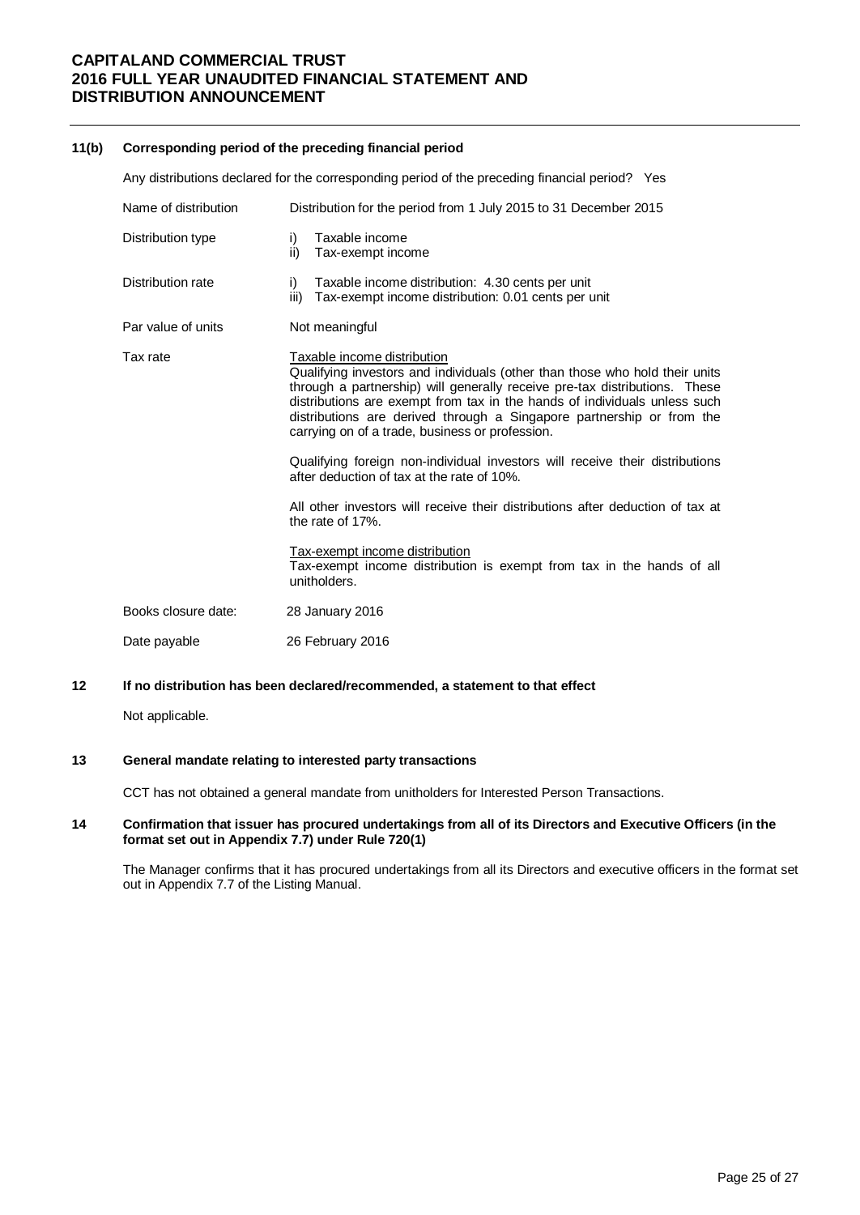### 11(b) Corresponding period of the preceding financial period

Any distributions declared for the corresponding period of the preceding financial period? Yes

| | |
|---|---|
| Name of distribution | Distribution for the period from 1 July 2015 to 31 December 2015 |
| Distribution type | i) Taxable income<br>ii) Tax-exempt income |
| Distribution rate | i) Taxable income distribution: 4.30 cents per unit<br>iii) Tax-exempt income distribution: 0.01 cents per unit |
| Par value of units | Not meaningful |
| Tax rate | <u>Taxable income distribution</u><br>Qualifying investors and individuals (other than those who hold their units through a partnership) will generally receive pre-tax distributions. These distributions are exempt from tax in the hands of individuals unless such distributions are derived through a Singapore partnership or from the carrying on of a trade, business or profession.<br><br>Qualifying foreign non-individual investors will receive their distributions after deduction of tax at the rate of 10%.<br><br>All other investors will receive their distributions after deduction of tax at the rate of 17%.<br><br><u>Tax-exempt income distribution</u><br>Tax-exempt income distribution is exempt from tax in the hands of all unitholders. |
| Books closure date: | 28 January 2016 |
| Date payable | 26 February 2016 |

### 12 If no distribution has been declared/recommended, a statement to that effect

Not applicable.

### 13 General mandate relating to interested party transactions

CCT has not obtained a general mandate from unitholders for Interested Person Transactions.

### 14 Confirmation that issuer has procured undertakings from all of its Directors and Executive Officers (in the format set out in Appendix 7.7) under Rule 720(1)

The Manager confirms that it has procured undertakings from all its Directors and executive officers in the format set out in Appendix 7.7 of the Listing Manual.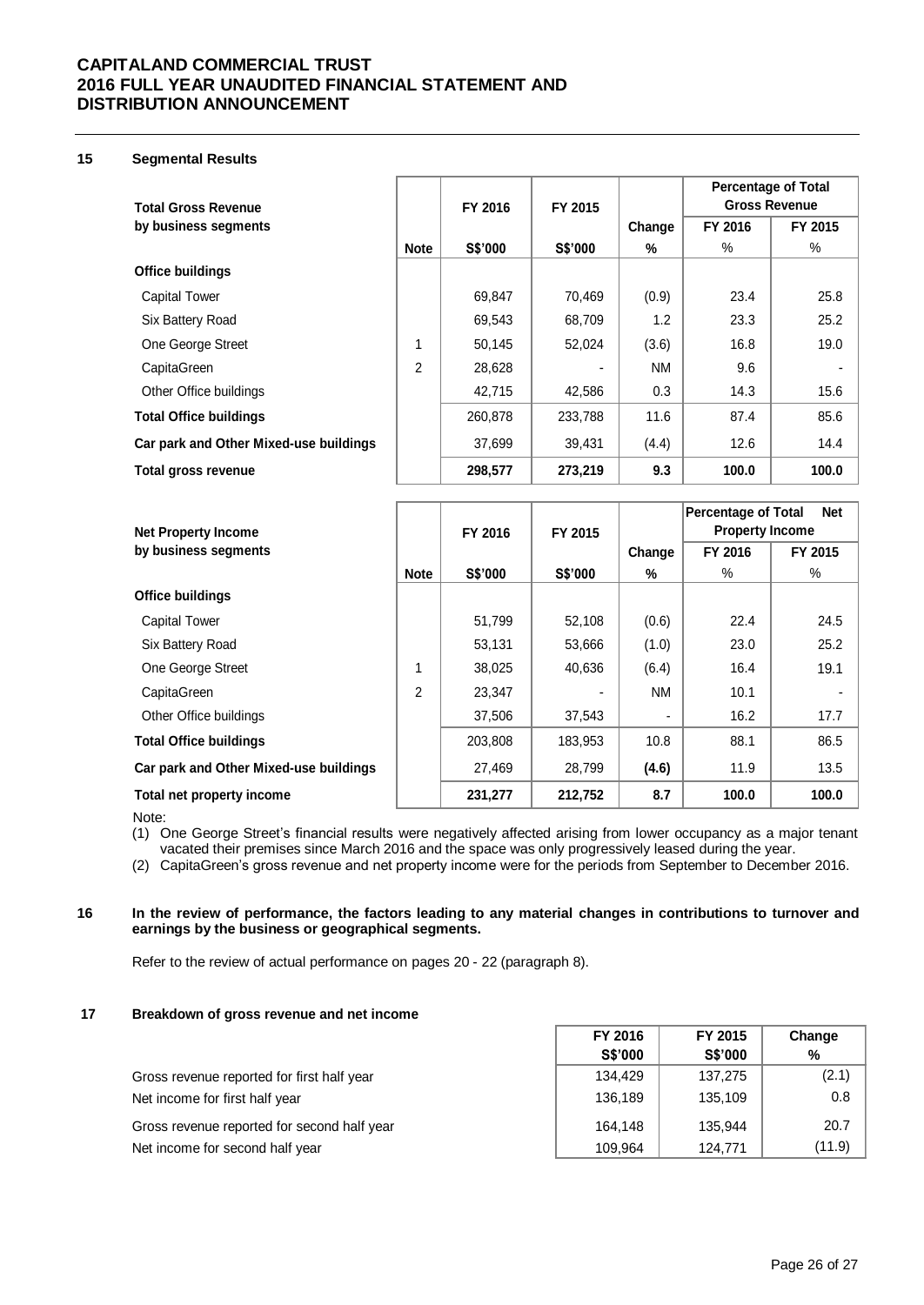**CAPITALAND COMMERCIAL TRUST**
**2016 FULL YEAR UNAUDITED FINANCIAL STATEMENT AND DISTRIBUTION ANNOUNCEMENT**

## 15 Segmental Results

| Total Gross Revenue by business segments | Note | FY 2016 | FY 2015 | Change | Percentage of Total Gross Revenue | |
|---|---|---|---|---|---|---|
| | | | | | FY 2016 | FY 2015 |
| | | S$'000 | S$'000 | % | % | % |
| **Office buildings** | | | | | | |
| Capital Tower | | 69,847 | 70,469 | (0.9) | 23.4 | 25.8 |
| Six Battery Road | | 69,543 | 68,709 | 1.2 | 23.3 | 25.2 |
| One George Street | 1 | 50,145 | 52,024 | (3.6) | 16.8 | 19.0 |
| CapitaGreen | 2 | 28,628 | - | NM | 9.6 | - |
| Other Office buildings | | 42,715 | 42,586 | 0.3 | 14.3 | 15.6 |
| **Total Office buildings** | | 260,878 | 233,788 | 11.6 | 87.4 | 85.6 |
| **Car park and Other Mixed-use buildings** | | 37,699 | 39,431 | (4.4) | 12.6 | 14.4 |
| **Total gross revenue** | | **298,577** | **273,219** | **9.3** | **100.0** | **100.0** |

| Net Property Income by business segments | Note | FY 2016 | FY 2015 | Change | Percentage of Total Net Property Income | |
|---|---|---|---|---|---|---|
| | | | | | FY 2016 | FY 2015 |
| | | S$'000 | S$'000 | % | % | % |
| **Office buildings** | | | | | | |
| Capital Tower | | 51,799 | 52,108 | (0.6) | 22.4 | 24.5 |
| Six Battery Road | | 53,131 | 53,666 | (1.0) | 23.0 | 25.2 |
| One George Street | 1 | 38,025 | 40,636 | (6.4) | 16.4 | 19.1 |
| CapitaGreen | 2 | 23,347 | - | NM | 10.1 | - |
| Other Office buildings | | 37,506 | 37,543 | - | 16.2 | 17.7 |
| **Total Office buildings** | | 203,808 | 183,953 | 10.8 | 88.1 | 86.5 |
| **Car park and Other Mixed-use buildings** | | 27,469 | 28,799 | **(4.6)** | 11.9 | 13.5 |
| **Total net property income** | | **231,277** | **212,752** | **8.7** | **100.0** | **100.0** |

Note:

(1) One George Street's financial results were negatively affected arising from lower occupancy as a major tenant vacated their premises since March 2016 and the space was only progressively leased during the year.

(2) CapitaGreen's gross revenue and net property income were for the periods from September to December 2016.

## 16 In the review of performance, the factors leading to any material changes in contributions to turnover and earnings by the business or geographical segments.

Refer to the review of actual performance on pages 20 - 22 (paragraph 8).

## 17 Breakdown of gross revenue and net income

| | FY 2016 S$'000 | FY 2015 S$'000 | Change % |
|---|---|---|---|
| Gross revenue reported for first half year | 134,429 | 137,275 | (2.1) |
| Net income for first half year | 136,189 | 135,109 | 0.8 |
| Gross revenue reported for second half year | 164,148 | 135,944 | 20.7 |
| Net income for second half year | 109,964 | 124,771 | (11.9) |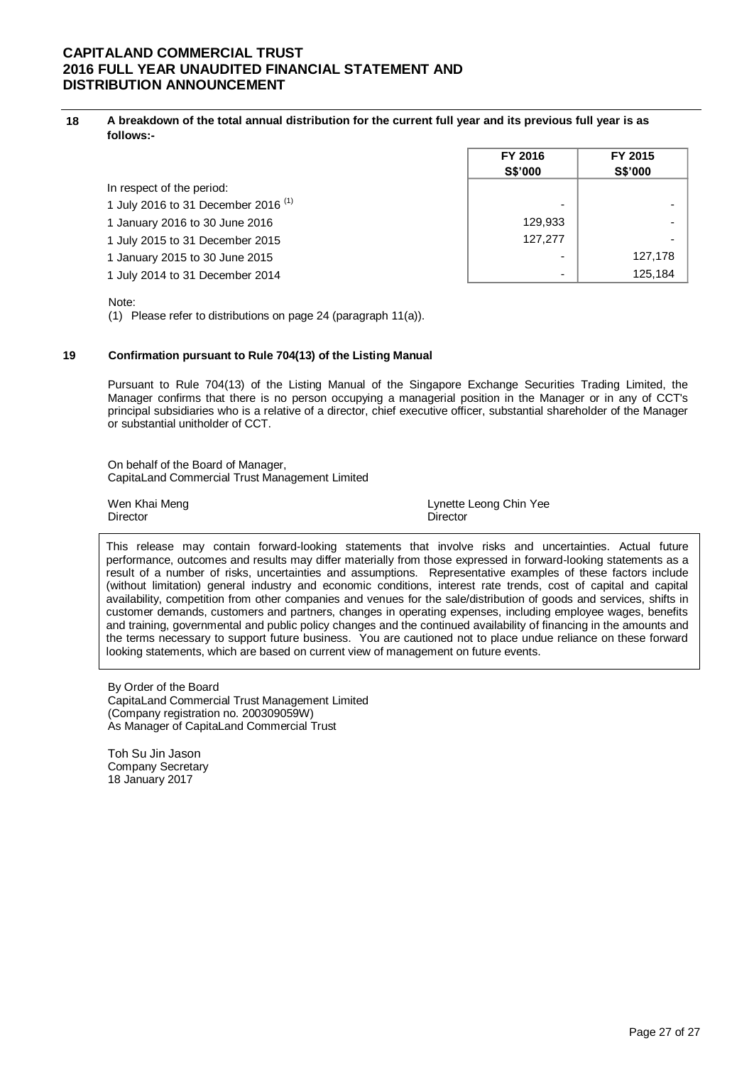**CAPITALAND COMMERCIAL TRUST**
**2016 FULL YEAR UNAUDITED FINANCIAL STATEMENT AND DISTRIBUTION ANNOUNCEMENT**

**18 A breakdown of the total annual distribution for the current full year and its previous full year is as follows:-**

| | FY 2016 S$'000 | FY 2015 S$'000 |
|---|---|---|
| In respect of the period: | | |
| 1 July 2016 to 31 December 2016 [(1)] | - | - |
| 1 January 2016 to 30 June 2016 | 129,933 | - |
| 1 July 2015 to 31 December 2015 | 127,277 | - |
| 1 January 2015 to 30 June 2015 | - | 127,178 |
| 1 July 2014 to 31 December 2014 | - | 125,184 |

Note:
(1) Please refer to distributions on page 24 (paragraph 11(a)).

**19 Confirmation pursuant to Rule 704(13) of the Listing Manual**

Pursuant to Rule 704(13) of the Listing Manual of the Singapore Exchange Securities Trading Limited, the Manager confirms that there is no person occupying a managerial position in the Manager or in any of CCT's principal subsidiaries who is a relative of a director, chief executive officer, substantial shareholder of the Manager or substantial unitholder of CCT.

On behalf of the Board of Manager,
CapitaLand Commercial Trust Management Limited

Wen Khai Meng
Director

Lynette Leong Chin Yee
Director

This release may contain forward-looking statements that involve risks and uncertainties. Actual future performance, outcomes and results may differ materially from those expressed in forward-looking statements as a result of a number of risks, uncertainties and assumptions. Representative examples of these factors include (without limitation) general industry and economic conditions, interest rate trends, cost of capital and capital availability, competition from other companies and venues for the sale/distribution of goods and services, shifts in customer demands, customers and partners, changes in operating expenses, including employee wages, benefits and training, governmental and public policy changes and the continued availability of financing in the amounts and the terms necessary to support future business. You are cautioned not to place undue reliance on these forward looking statements, which are based on current view of management on future events.

By Order of the Board
CapitaLand Commercial Trust Management Limited
(Company registration no. 200309059W)
As Manager of CapitaLand Commercial Trust

Toh Su Jin Jason
Company Secretary
18 January 2017